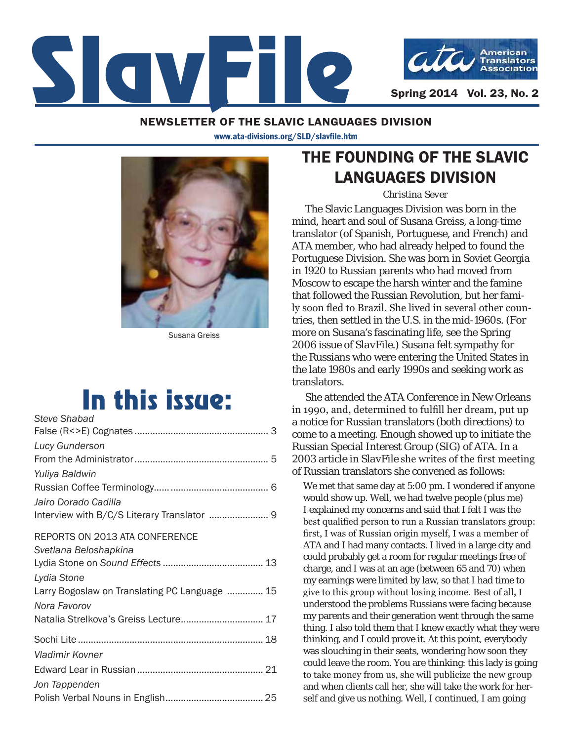# SlavFile

Spring 2014 Vol. 23, No. 2

**NEWSLETTER OF THE SLAVIC LANGUAGES DIVISION**

www.ata-divisions.org/SLD/slavfile.htm

Susana Greiss

# In this issue:

*Steve Shabad*
False (R<>E) Cognates .................................................... 3

*Lucy Gunderson*
From the Administrator .................................................... 5

*Yuliya Baldwin*
Russian Coffee Terminology...... ...................................... 6

*Jairo Dorado Cadilla*
Interview with B/C/S Literary Translator ....................... 9

REPORTS ON 2013 ATA CONFERENCE

*Svetlana Beloshapkina*
Lydia Stone on *Sound Effects* ....................................... 13

*Lydia Stone*
Larry Bogoslaw on Translating PC Language .............. 15

*Nora Favorov*
Natalia Strelkova's Greiss Lecture................................ 17

Sochi Lite ........................................................................ 18

*Vladimir Kovner*
Edward Lear in Russian ................................................. 21

*Jon Tappenden*
Polish Verbal Nouns in English...................................... 25

## THE FOUNDING OF THE SLAVIC LANGUAGES DIVISION

*Christina Sever*

The Slavic Languages Division was born in the mind, heart and soul of Susana Greiss, a long-time translator (of Spanish, Portuguese, and French) and ATA member, who had already helped to found the Portuguese Division. She was born in Soviet Georgia in 1920 to Russian parents who had moved from Moscow to escape the harsh winter and the famine that followed the Russian Revolution, but her family soon fled to Brazil. She lived in several other countries, then settled in the U.S. in the mid-1960s. (For more on Susana's fascinating life, see the Spring 2006 issue of *SlavFile*.) Susana felt sympathy for the Russians who were entering the United States in the late 1980s and early 1990s and seeking work as translators.

She attended the ATA Conference in New Orleans in 1990, and, determined to fulfill her dream, put up a notice for Russian translators (both directions) to come to a meeting. Enough showed up to initiate the Russian Special Interest Group (SIG) of ATA. In a 2003 article in *SlavFile* she writes of the first meeting of Russian translators she convened as follows:

> We met that same day at 5:00 pm. I wondered if anyone would show up. Well, we had twelve people (plus me) I explained my concerns and said that I felt I was the best qualified person to run a Russian translators group: first, I was of Russian origin myself, I was a member of ATA and I had many contacts. I lived in a large city and could probably get a room for regular meetings free of charge, and I was at an age (between 65 and 70) when my earnings were limited by law, so that I had time to give to this group without losing income. Best of all, I understood the problems Russians were facing because my parents and their generation went through the same thing. I also told them that I knew exactly what they were thinking, and I could prove it. At this point, everybody was slouching in their seats, wondering how soon they could leave the room. You are thinking: this lady is going to take money from us, she will publicize the new group and when clients call her, she will take the work for herself and give us nothing. Well, I continued, I am going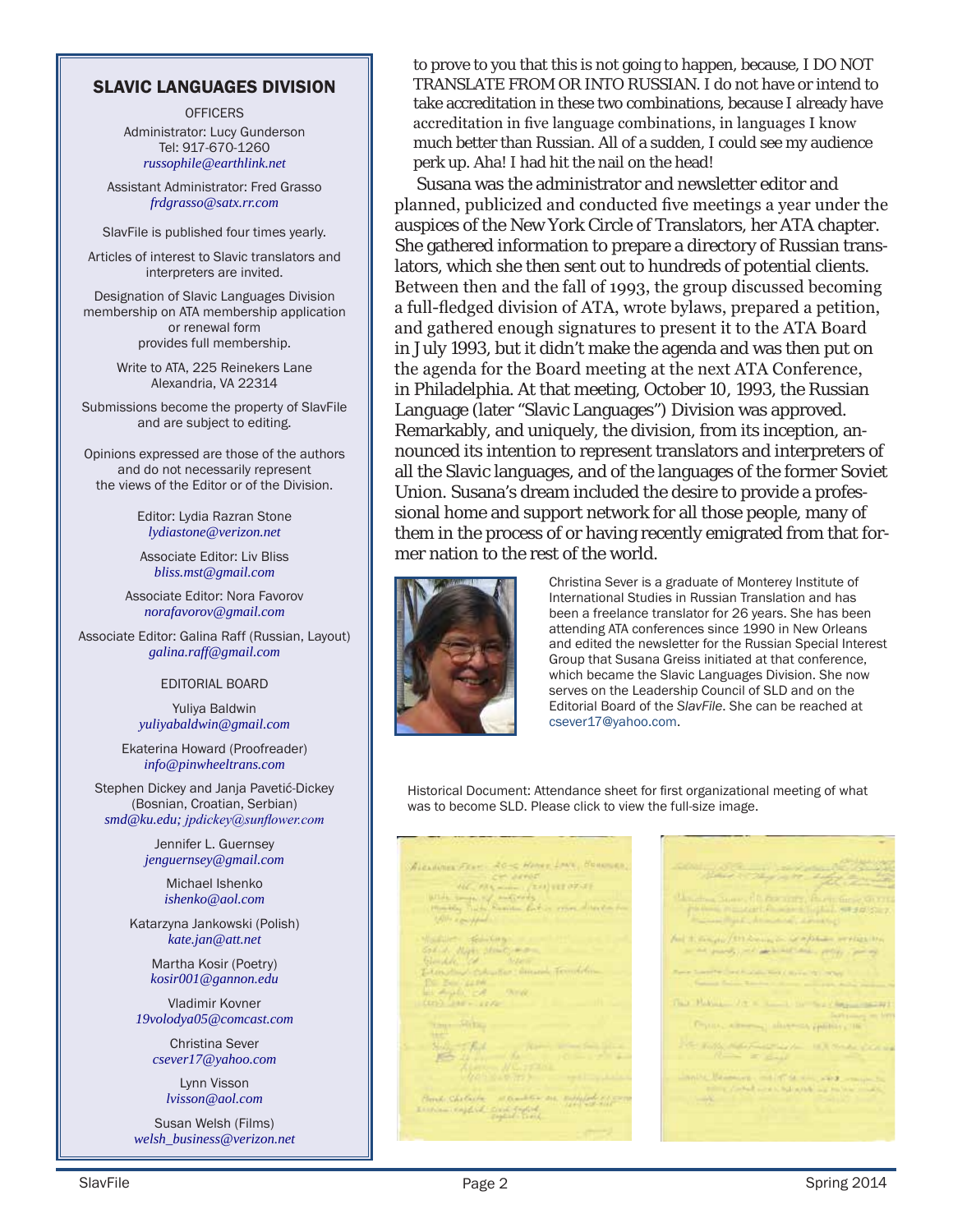## SLAVIC LANGUAGES DIVISION

OFFICERS

Administrator: Lucy Gunderson
Tel: 917-670-1260
*russophile@earthlink.net*

Assistant Administrator: Fred Grasso
*frdgrasso@satx.rr.com*

SlavFile is published four times yearly.

Articles of interest to Slavic translators and interpreters are invited.

Designation of Slavic Languages Division membership on ATA membership application or renewal form provides full membership.

Write to ATA, 225 Reinekers Lane
Alexandria, VA 22314

Submissions become the property of SlavFile and are subject to editing.

Opinions expressed are those of the authors and do not necessarily represent the views of the Editor or of the Division.

Editor: Lydia Razran Stone
*lydiastone@verizon.net*

Associate Editor: Liv Bliss
*bliss.mst@gmail.com*

Associate Editor: Nora Favorov
*norafavorov@gmail.com*

Associate Editor: Galina Raff (Russian, Layout)
*galina.raff@gmail.com*

EDITORIAL BOARD

Yuliya Baldwin
*yuliyabaldwin@gmail.com*

Ekaterina Howard (Proofreader)
*info@pinwheeltrans.com*

Stephen Dickey and Janja Pavetić-Dickey
(Bosnian, Croatian, Serbian)
*smd@ku.edu; jpdickey@sunflower.com*

Jennifer L. Guernsey
*jenguernsey@gmail.com*

Michael Ishenko
*ishenko@aol.com*

Katarzyna Jankowski (Polish)
*kate.jan@att.net*

Martha Kosir (Poetry)
*kosir001@gannon.edu*

Vladimir Kovner
*19volodya05@comcast.com*

Christina Sever
*csever17@yahoo.com*

Lynn Visson
*lvisson@aol.com*

Susan Welsh (Films)
*welsh_business@verizon.net*

to prove to you that this is not going to happen, because, I DO NOT TRANSLATE FROM OR INTO RUSSIAN. I do not have or intend to take accreditation in these two combinations, because I already have accreditation in five language combinations, in languages I know much better than Russian. All of a sudden, I could see my audience perk up. Aha! I had hit the nail on the head!

Susana was the administrator and newsletter editor and planned, publicized and conducted five meetings a year under the auspices of the New York Circle of Translators, her ATA chapter. She gathered information to prepare a directory of Russian translators, which she then sent out to hundreds of potential clients. Between then and the fall of 1993, the group discussed becoming a full-fledged division of ATA, wrote bylaws, prepared a petition, and gathered enough signatures to present it to the ATA Board in July 1993, but it didn't make the agenda and was then put on the agenda for the Board meeting at the next ATA Conference, in Philadelphia. At that meeting, October 10, 1993, the Russian Language (later "Slavic Languages") Division was approved. Remarkably, and uniquely, the division, from its inception, announced its intention to represent translators and interpreters of all the Slavic languages, and of the languages of the former Soviet Union. Susana's dream included the desire to provide a professional home and support network for all those people, many of them in the process of or having recently emigrated from that former nation to the rest of the world.

Christina Sever is a graduate of Monterey Institute of International Studies in Russian Translation and has been a freelance translator for 26 years. She has been attending ATA conferences since 1990 in New Orleans and edited the newsletter for the Russian Special Interest Group that Susana Greiss initiated at that conference, which became the Slavic Languages Division. She now serves on the Leadership Council of SLD and on the Editorial Board of the *SlavFile*. She can be reached at csever17@yahoo.com.

Historical Document: Attendance sheet for first organizational meeting of what was to become SLD. Please click to view the full-size image.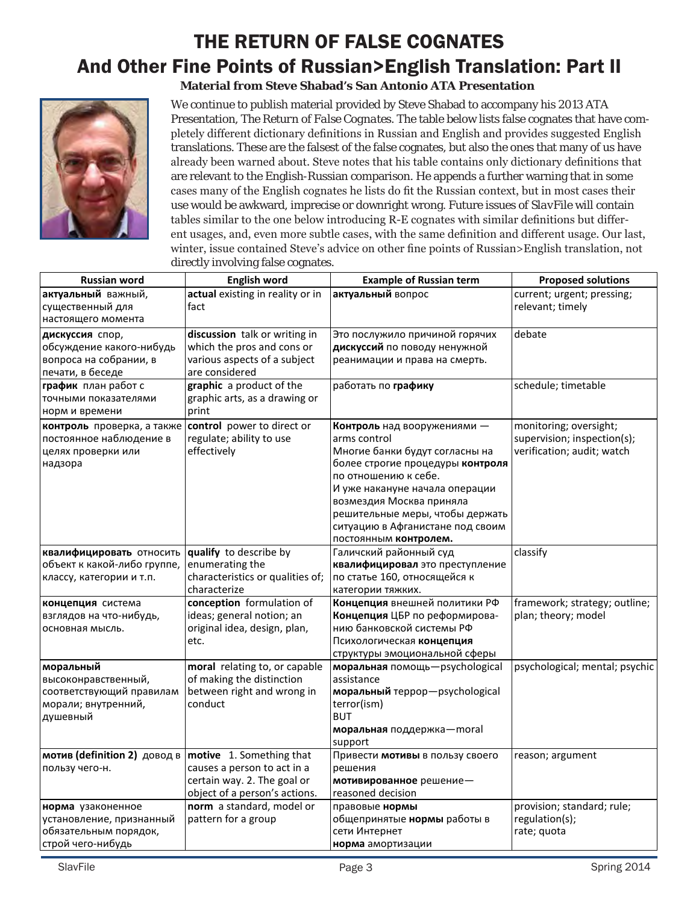# THE RETURN OF FALSE COGNATES

## And Other Fine Points of Russian>English Translation: Part II

**Material from Steve Shabad's San Antonio ATA Presentation**

We continue to publish material provided by Steve Shabad to accompany his 2013 ATA Presentation, *The Return of False Cognates.* The table below lists false cognates that have completely different dictionary definitions in Russian and English and provides suggested English translations. These are the falsest of the false cognates, but also the ones that many of us have already been warned about. Steve notes that his table contains only dictionary definitions that are relevant to the English-Russian comparison. He appends a further warning that in some cases many of the English cognates he lists do fit the Russian context, but in most cases their use would be awkward, imprecise or downright wrong. Future issues of *SlavFile* will contain tables similar to the one below introducing R-E cognates with similar definitions but different usages, and, even more subtle cases, with the same definition and different usage. Our last, winter, issue contained Steve's advice on other fine points of Russian>English translation, not directly involving false cognates.

| Russian word | English word | Example of Russian term | Proposed solutions |
|---|---|---|---|
| **актуальный** важный, существенный для настоящего момента | **actual** existing in reality or in fact | **актуальный** вопрос | current; urgent; pressing; relevant; timely |
| **дискуссия** спор, обсуждение какого-нибудь вопроса на собрании, в печати, в беседе | **discussion** talk or writing in which the pros and cons or various aspects of a subject are considered | Это послужило причиной горячих **дискуссий** по поводу ненужной реанимации и права на смерть. | debate |
| **график** план работ с точными показателями норм и времени | **graphic** a product of the graphic arts, as a drawing or print | работать по **графику** | schedule; timetable |
| **контроль** проверка, а также постоянное наблюдение в целях проверки или надзора | **control** power to direct or regulate; ability to use effectively | **Контроль** над вооружениями — arms control<br>Многие банки будут согласны на более строгие процедуры **контроля** по отношению к себе.<br>И уже накануне начала операции возмездия Москва приняла решительные меры, чтобы держать ситуацию в Афганистане под своим постоянным **контролем.** | monitoring; oversight; supervision; inspection(s); verification; audit; watch |
| **квалифицировать** относить объект к какой-либо группе, классу, категории и т.п. | **qualify** to describe by enumerating the characteristics or qualities of; characterize | Галичский районный суд **квалифицировал** это преступление по статье 160, относящейся к категории тяжких. | classify |
| **концепция** система взглядов на что-нибудь, основная мысль. | **conception** formulation of ideas; general notion; an original idea, design, plan, etc. | **Концепция** внешней политики РФ<br>**Концепция** ЦБР по реформированию банковской системы РФ<br>Психологическая **концепция** структуры эмоциональной сферы | framework; strategy; outline; plan; theory; model |
| **моральный** высоконравственный, соответствующий правилам морали; внутренний, душевный | **moral** relating to, or capable of making the distinction between right and wrong in conduct | **моральная** помощь—psychological assistance<br>**моральный** террор—psychological terror(ism)<br>BUT<br>**моральная** поддержка—moral support | psychological; mental; psychic |
| **мотив (definition 2)** довод в пользу чего-н. | **motive** 1. Something that causes a person to act in a certain way. 2. The goal or object of a person's actions. | Привести **мотивы** в пользу своего решения<br>**мотивированное** решение—reasoned decision | reason; argument |
| **норма** узаконенное установление, признанный обязательным порядок, строй чего-нибудь | **norm** a standard, model or pattern for a group | правовые **нормы**<br>общепринятые **нормы** работы в сети Интернет<br>**норма** амортизации | provision; standard; rule; regulation(s);<br>rate; quota |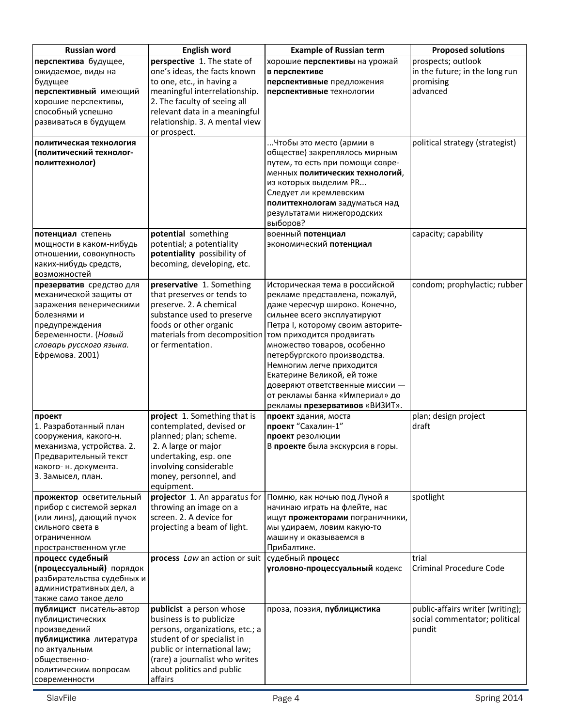| Russian word | English word | Example of Russian term | Proposed solutions |
|---|---|---|---|
| **перспектива** будущее, ожидаемое, виды на будущее<br>**перспективный** имеющий хорошие перспективы, способный успешно развиваться в будущем | **perspective** 1. The state of one's ideas, the facts known to one, etc., in having a meaningful interrelationship. 2. The faculty of seeing all relevant data in a meaningful relationship. 3. A mental view or prospect. | хорошие **перспективы** на урожай<br>**в перспективе**<br>**перспективные** предложения<br>**перспективные** технологии | prospects; outlook<br>in the future; in the long run<br>promising<br>advanced |
| **политическая технология (политический технолог-политтехнолог)** | | ...Чтобы это место (армии в обществе) закреплялось мирным путем, то есть при помощи современных **политических технологий**, из которых выделим PR...<br>Следует ли кремлевским **политтехнологам** задуматься над результатами нижегородских выборов? | political strategy (strategist) |
| **потенциал** степень мощности в каком-нибудь отношении, совокупность каких-нибудь средств, возможностей | **potential** something potential; a potentiality<br>**potentiality** possibility of becoming, developing, etc. | военный **потенциал**<br>экономический **потенциал** | capacity; capability |
| **презерватив** средство для механической защиты от заражения венерическими болезнями и предупреждения беременности. (*Новый словарь русского языка.* Ефремова. 2001) | **preservative** 1. Something that preserves or tends to preserve. 2. A chemical substance used to preserve foods or other organic materials from decomposition or fermentation. | Историческая тема в российской рекламе представлена, пожалуй, даже чересчур широко. Конечно, сильнее всего эксплуатируют Петра I, которому своим авторитетом приходится продвигать множество товаров, особенно петербургского производства. Немногим легче приходится Екатерине Великой, ей тоже доверяют ответственные миссии — от рекламы банка «Империал» до рекламы **презервативов** «ВИЗИТ». | condom; prophylactic; rubber |
| **проект**<br>1. Разработанный план сооружения, какого-н. механизма, устройства. 2. Предварительный текст какого- н. документа.<br>3. Замысел, план. | **project** 1. Something that is contemplated, devised or planned; plan; scheme.<br>2. A large or major undertaking, esp. one involving considerable money, personnel, and equipment. | **проект** здания, моста<br>**проект** "Сахалин-1"<br>**проект** резолюции<br>В **проекте** была экскурсия в горы. | plan; design project<br>draft |
| **прожектор** осветительный прибор с системой зеркал (или линз), дающий пучок сильного света в ограниченном пространственном угле | **projector** 1. An apparatus for throwing an image on a screen. 2. A device for projecting a beam of light. | Помню, как ночью под Луной я начинаю играть на флейте, нас ищут **прожекторами** пограничники, мы удираем, ловим какую-то машину и оказываемся в Прибалтике. | spotlight |
| **процесс судебный (процессуальный)** порядок разбирательства судебных и административных дел, а также само такое дело | **process** *Law* an action or suit | судебный **процесс**<br>**уголовно-процессуальный** кодекс | trial<br>Criminal Procedure Code |
| **публицист** писатель-автор публицистических произведений<br>**публицистика** литература по актуальным общественно-политическим вопросам современности | **publicist** a person whose business is to publicize persons, organizations, etc.; a student of or specialist in public or international law; (rare) a journalist who writes about politics and public affairs | проза, поэзия, **публицистика** | public-affairs writer (writing); social commentator; political pundit |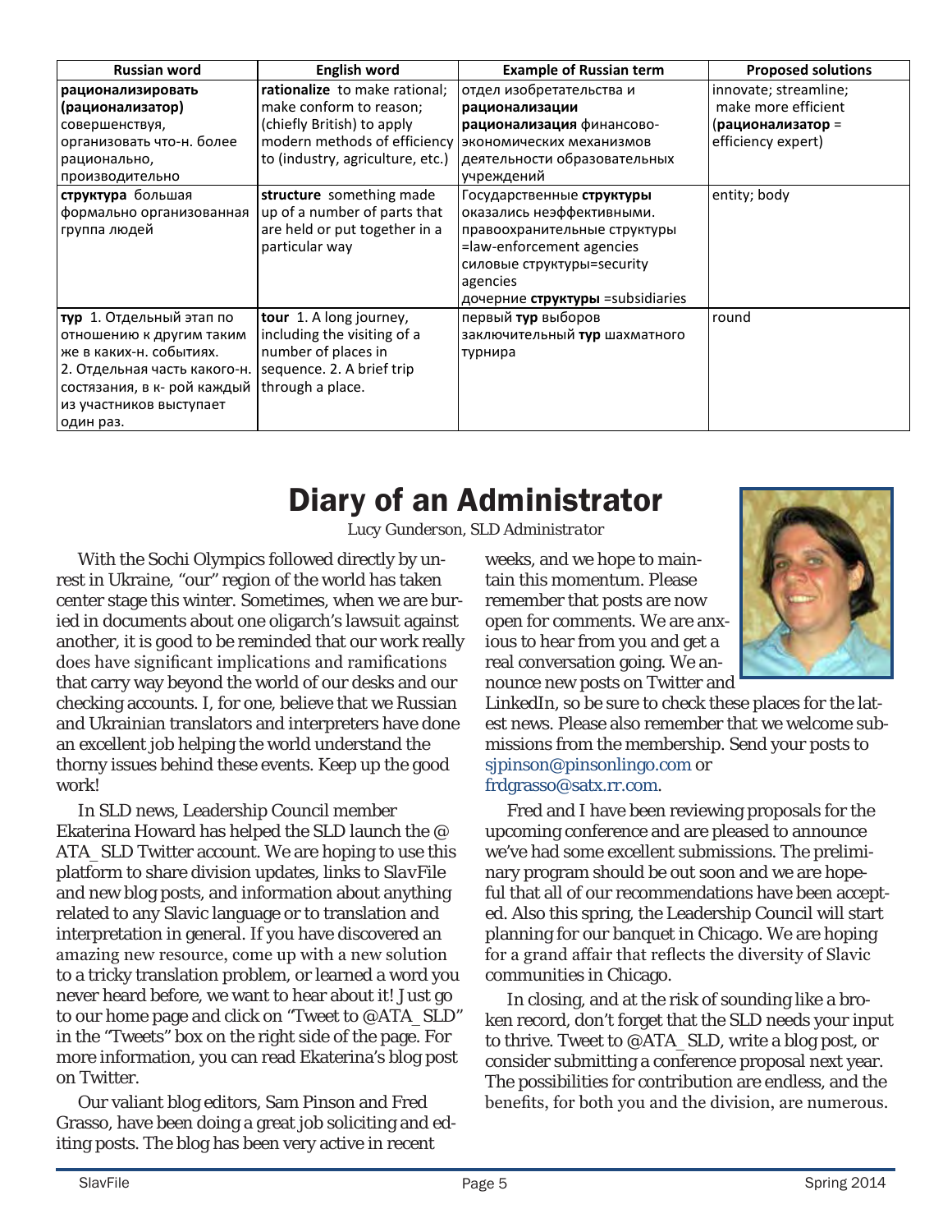| Russian word | English word | Example of Russian term | Proposed solutions |
|---|---|---|---|
| **рационализировать (рационализатор)** совершенствуя, организовать что-н. более рационально, производительно | **rationalize** to make rational; make conform to reason; (chiefly British) to apply modern methods of efficiency to (industry, agriculture, etc.) | отдел изобретательства и **рационализации** **рационализация** финансово-экономических механизмов деятельности образовательных учреждений | innovate; streamline; make more efficient (**рационализатор** = efficiency expert) |
| **структура** большая формально организованная группа людей | **structure** something made up of a number of parts that are held or put together in a particular way | Государственные **структуры** оказались неэффективными. правоохранительные структуры =law-enforcement agencies силовые структуры=security agencies дочерние **структуры** =subsidiaries | entity; body |
| **тур** 1. Отдельный этап по отношению к другим таким же в каких-н. событиях. 2. Отдельная часть какого-н. состязания, в к- рой каждый из участников выступает один раз. | **tour** 1. A long journey, including the visiting of a number of places in sequence. 2. A brief trip through a place. | первый **тур** выборов заключительный **тур** шахматного турнира | round |

# Diary of an Administrator

*Lucy Gunderson, SLD Administrator*

With the Sochi Olympics followed directly by unrest in Ukraine, "our" region of the world has taken center stage this winter. Sometimes, when we are buried in documents about one oligarch's lawsuit against another, it is good to be reminded that our work really does have significant implications and ramifications that carry way beyond the world of our desks and our checking accounts. I, for one, believe that we Russian and Ukrainian translators and interpreters have done an excellent job helping the world understand the thorny issues behind these events. Keep up the good work!

In SLD news, Leadership Council member Ekaterina Howard has helped the SLD launch the @ATA_SLD Twitter account. We are hoping to use this platform to share division updates, links to *SlavFile* and new blog posts, and information about anything related to any Slavic language or to translation and interpretation in general. If you have discovered an amazing new resource, come up with a new solution to a tricky translation problem, or learned a word you never heard before, we want to hear about it! Just go to our home page and click on "Tweet to @ATA_SLD" in the "Tweets" box on the right side of the page. For more information, you can read Ekaterina's blog post on Twitter.

Our valiant blog editors, Sam Pinson and Fred Grasso, have been doing a great job soliciting and editing posts. The blog has been very active in recent weeks, and we hope to maintain this momentum. Please remember that posts are now open for comments. We are anxious to hear from you and get a real conversation going. We announce new posts on Twitter and LinkedIn, so be sure to check these places for the latest news. Please also remember that we welcome submissions from the membership. Send your posts to sjpinson@pinsonlingo.com or frdgrasso@satx.rr.com.

Fred and I have been reviewing proposals for the upcoming conference and are pleased to announce we've had some excellent submissions. The preliminary program should be out soon and we are hopeful that all of our recommendations have been accepted. Also this spring, the Leadership Council will start planning for our banquet in Chicago. We are hoping for a grand affair that reflects the diversity of Slavic communities in Chicago.

In closing, and at the risk of sounding like a broken record, don't forget that the SLD needs your input to thrive. Tweet to @ATA_SLD, write a blog post, or consider submitting a conference proposal next year. The possibilities for contribution are endless, and the benefits, for both you and the division, are numerous.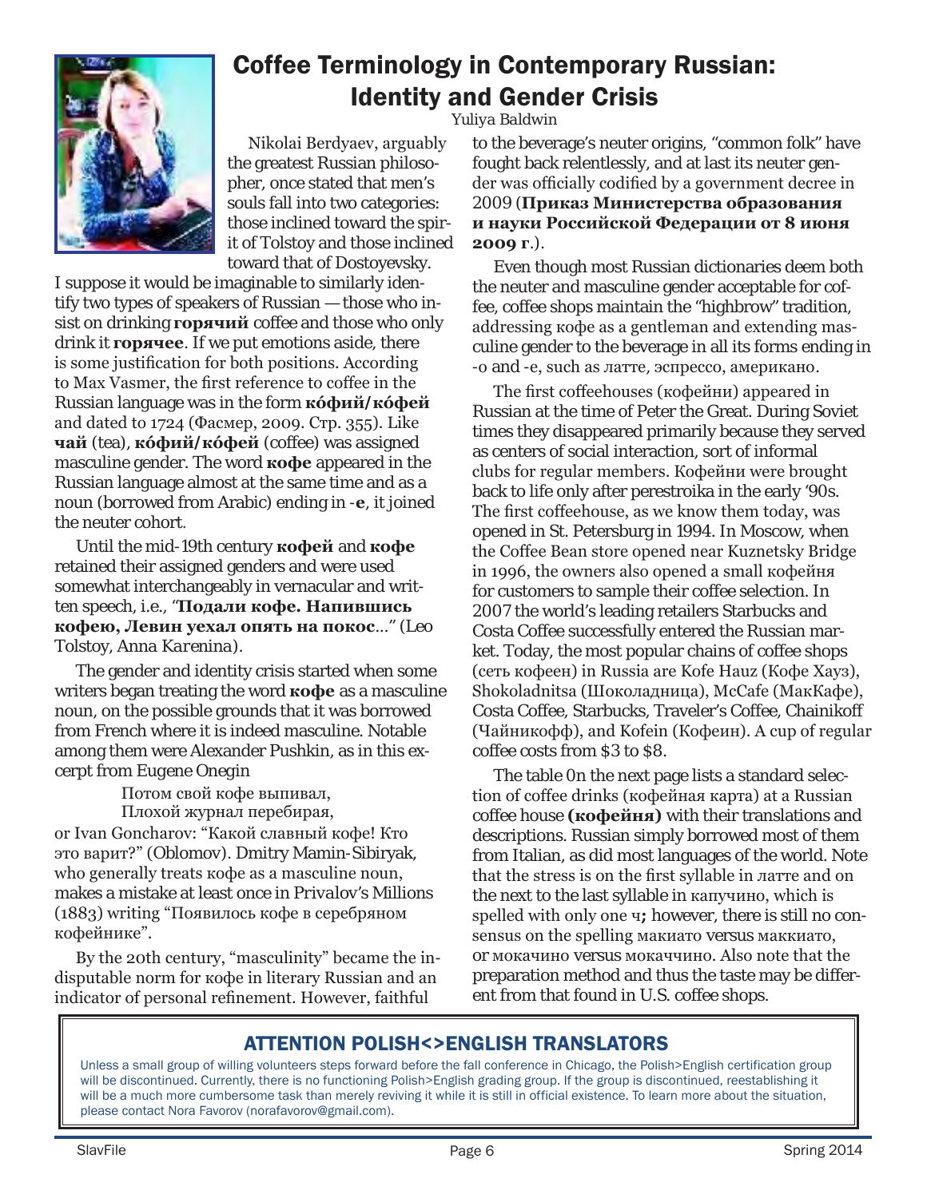# Coffee Terminology in Contemporary Russian: Identity and Gender Crisis

Yuliya Baldwin

Nikolai Berdyaev, arguably the greatest Russian philosopher, once stated that men's souls fall into two categories: those inclined toward the spirit of Tolstoy and those inclined toward that of Dostoyevsky. I suppose it would be imaginable to similarly identify two types of speakers of Russian — those who insist on drinking **горячий** coffee and those who only drink it **горячее**. If we put emotions aside, there is some justification for both positions. According to Max Vasmer, the first reference to coffee in the Russian language was in the form **ко́фий/ко́фей** and dated to 1724 (Фасмер, 2009. Стр. 355). Like **чай** (tea), **ко́фий/ко́фей** (coffee) was assigned masculine gender. The word **кофе** appeared in the Russian language almost at the same time and as a noun (borrowed from Arabic) ending in -**е**, it joined the neuter cohort.

Until the mid-19th century **кофей** and **кофе** retained their assigned genders and were used somewhat interchangeably in vernacular and written speech, i.e., "**Подали кофе. Напившись кофею, Левин уехал опять на покос**..." (Leo Tolstoy, *Anna Karenina*).

The gender and identity crisis started when some writers began treating the word **кофе** as a masculine noun, on the possible grounds that it was borrowed from French where it is indeed masculine. Notable among them were Alexander Pushkin, as in this excerpt from Eugene Onegin

> Потом свой кофе выпивал,
> Плохой журнал перебирая,

or Ivan Goncharov: "Какой славный кофе! Кто это варит?" (Oblomov). Dmitry Mamin-Sibiryak, who generally treats кофе as a masculine noun, makes a mistake at least once in *Privalov's Millions* (1883) writing "Появилось кофе в серебряном кофейнике".

By the 20th century, "masculinity" became the indisputable norm for кофе in literary Russian and an indicator of personal refinement. However, faithful to the beverage's neuter origins, "common folk" have fought back relentlessly, and at last its neuter gender was officially codified by a government decree in 2009 (**Приказ Министерства образования и науки Российской Федерации от 8 июня 2009 г**.).

Even though most Russian dictionaries deem both the neuter and masculine gender acceptable for coffee, coffee shops maintain the "highbrow" tradition, addressing кофе as a gentleman and extending masculine gender to the beverage in all its forms ending in -о and -е, such as латте, эспрессо, американо.

The first coffeehouses (кофейни) appeared in Russian at the time of Peter the Great. During Soviet times they disappeared primarily because they served as centers of social interaction, sort of informal clubs for regular members. Кофейни were brought back to life only after perestroika in the early '90s. The first coffeehouse, as we know them today, was opened in St. Petersburg in 1994. In Moscow, when the Coffee Bean store opened near Kuznetsky Bridge in 1996, the owners also opened a small кофейня for customers to sample their coffee selection. In 2007 the world's leading retailers Starbucks and Costa Coffee successfully entered the Russian market. Today, the most popular chains of coffee shops (сеть кофеен) in Russia are Kofe Hauz (Кофе Хауз), Shokoladnitsa (Шоколадница), McCafe (МакКафе), Costa Coffee, Starbucks, Traveler's Coffee, Chainikoff (Чайникофф), and Kofein (Кофеин). A cup of regular coffee costs from $3 to $8.

The table 0n the next page lists a standard selection of coffee drinks (кофейная карта) at a Russian coffee house **(кофейня)** with their translations and descriptions. Russian simply borrowed most of them from Italian, as did most languages of the world. Note that the stress is on the first syllable in латте and on the next to the last syllable in капучино, which is spelled with only one ч**;** however, there is still no consensus on the spelling макиато versus маккиато, or мокачино versus мокаччино. Also note that the preparation method and thus the taste may be different from that found in U.S. coffee shops.

## ATTENTION POLISH<>ENGLISH TRANSLATORS

Unless a small group of willing volunteers steps forward before the fall conference in Chicago, the Polish>English certification group will be discontinued. Currently, there is no functioning Polish>English grading group. If the group is discontinued, reestablishing it will be a much more cumbersome task than merely reviving it while it is still in official existence. To learn more about the situation, please contact Nora Favorov (norafavorov@gmail.com).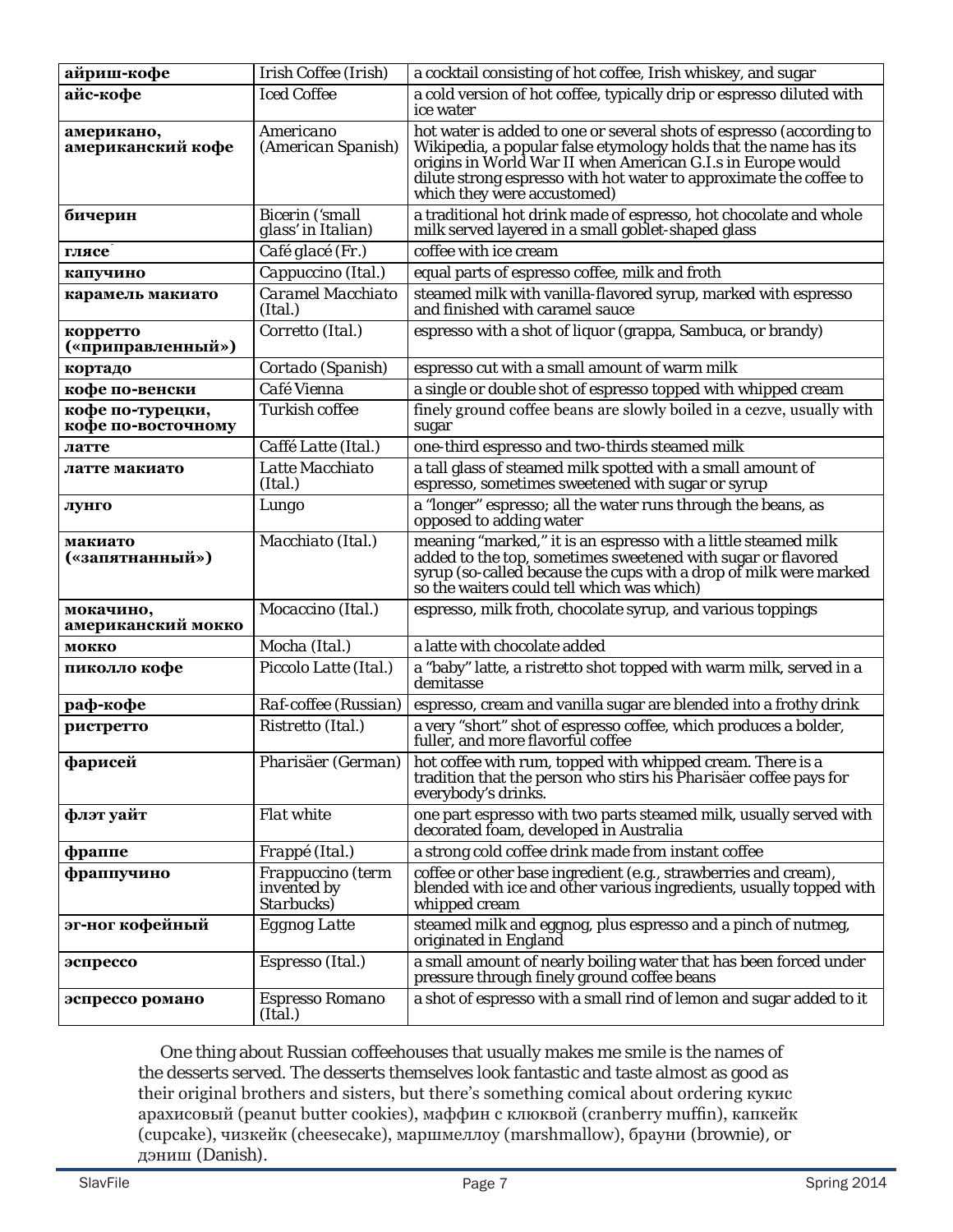| **айриш-кофе** | Irish Coffee (Irish) | a cocktail consisting of hot coffee, Irish whiskey, and sugar |
|---|---|---|
| **айс-кофе** | Iced Coffee | a cold version of hot coffee, typically drip or espresso diluted with ice water |
| **американо, американский кофе** | Americano (American Spanish) | hot water is added to one or several shots of espresso (according to Wikipedia, a popular false etymology holds that the name has its origins in World War II when American G.I.s in Europe would dilute strong espresso with hot water to approximate the coffee to which they were accustomed) |
| **бичерин** | Bicerin ('small glass' in Italian) | a traditional hot drink made of espresso, hot chocolate and whole milk served layered in a small goblet-shaped glass |
| **глясе** | *Café glacé* (Fr.) | coffee with ice cream |
| **капучино** | Cappuccino (Ital.) | equal parts of espresso coffee, milk and froth |
| **карамель макиато** | Caramel Macchiato (Ital.) | steamed milk with vanilla-flavored syrup, marked with espresso and finished with caramel sauce |
| **корретто («приправленный»)** | Corretto (Ital.) | espresso with a shot of liquor (grappa, Sambuca, or brandy) |
| **кортадо** | Cortado (Spanish) | espresso cut with a small amount of warm milk |
| **кофе по-венски** | Café Vienna | a single or double shot of espresso topped with whipped cream |
| **кофе по-турецки, кофе по-восточному** | Turkish coffee | finely ground coffee beans are slowly boiled in a cezve, usually with sugar |
| **латте** | *Caffé Latte* (Ital.) | one-third espresso and two-thirds steamed milk |
| **латте макиато** | Latte Macchiato (Ital.) | a tall glass of steamed milk spotted with a small amount of espresso, sometimes sweetened with sugar or syrup |
| **лунго** | Lungo | a "longer" espresso; all the water runs through the beans, as opposed to adding water |
| **макиато («запятнанный»)** | Macchiato (Ital.) | meaning "marked," it is an espresso with a little steamed milk added to the top, sometimes sweetened with sugar or flavored syrup (so-called because the cups with a drop of milk were marked so the waiters could tell which was which) |
| **мокачино, американский мокко** | Mocaccino (Ital.) | espresso, milk froth, chocolate syrup, and various toppings |
| **мокко** | Mocha (Ital.) | a latte with chocolate added |
| **пиколло кофе** | Piccolo Latte (Ital.) | a "baby" latte, a ristretto shot topped with warm milk, served in a demitasse |
| **раф-кофе** | Raf-coffee (Russian) | espresso, cream and vanilla sugar are blended into a frothy drink |
| **ристретто** | Ristretto (Ital.) | a very "short" shot of espresso coffee, which produces a bolder, fuller, and more flavorful coffee |
| **фарисей** | *Pharisäer* (German) | hot coffee with rum, topped with whipped cream. There is a tradition that the person who stirs his *Pharisäer* coffee pays for everybody's drinks. |
| **флэт уайт** | Flat white | one part espresso with two parts steamed milk, usually served with decorated foam, developed in Australia |
| **фраппе** | Frappé (Ital.) | a strong cold coffee drink made from instant coffee |
| **фраппучино** | Frappuccino (term invented by Starbucks) | coffee or other base ingredient (e.g., strawberries and cream), blended with ice and other various ingredients, usually topped with whipped cream |
| **эг-ног кофейный** | Eggnog Latte | steamed milk and eggnog, plus espresso and a pinch of nutmeg, originated in England |
| **эспрессо** | Espresso (Ital.) | a small amount of nearly boiling water that has been forced under pressure through finely ground coffee beans |
| **эспрессо романо** | Espresso Romano (Ital.) | a shot of espresso with a small rind of lemon and sugar added to it |

One thing about Russian coffeehouses that usually makes me smile is the names of the desserts served. The desserts themselves look fantastic and taste almost as good as their original brothers and sisters, but there's something comical about ordering кукис арахисовый (peanut butter cookies), маффин с клюквой (cranberry muffin), капкейк (cupcake), чизкейк (cheesecake), маршмеллоу (marshmallow), брауни (brownie), or дэниш (Danish).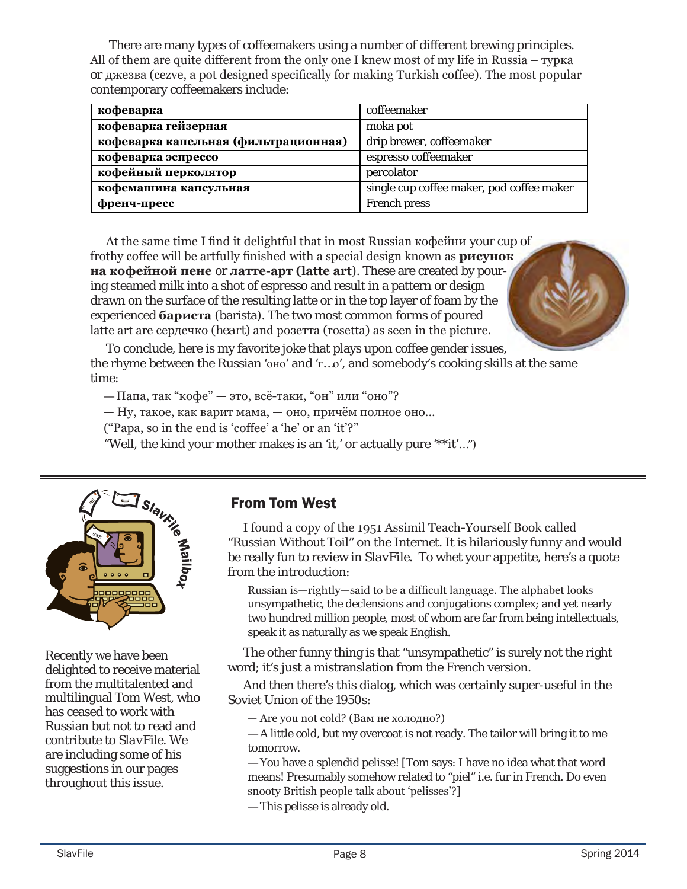There are many types of coffeemakers using a number of different brewing principles. All of them are quite different from the only one I knew most of my life in Russia – турка or джезва (cezve, a pot designed specifically for making Turkish coffee). The most popular contemporary coffeemakers include:

| кофеварка | coffeemaker |
|---|---|
| **кофеварка гейзерная** | moka pot |
| **кофеварка капельная (фильтрационная)** | drip brewer, coffeemaker |
| **кофеварка эспрессо** | espresso coffeemaker |
| **кофейный перколятор** | percolator |
| **кофемашина капсульная** | single cup coffee maker, pod coffee maker |
| **френч-пресс** | French press |

At the same time I find it delightful that in most Russian кофейни your cup of frothy coffee will be artfully finished with a special design known as **рисунок на кофейной пене** or **латте-арт (latte art**). These are created by pouring steamed milk into a shot of espresso and result in a pattern or design drawn on the surface of the resulting latte or in the top layer of foam by the experienced **бариста** (barista). The two most common forms of poured latte art are сердечко (heart) and розетта (rosetta) as seen in the picture.

To conclude, here is my favorite joke that plays upon coffee gender issues, the rhyme between the Russian 'оно' and 'г…о', and somebody's cooking skills at the same time:

— Папа, так "кофе" — это, всё-таки, "он" или "оно"?

— Ну, такое, как варит мама, — оно, причём полное оно...

("Papa, so in the end is 'coffee' a 'he' or an 'it'?"

"Well, the kind your mother makes is an 'it,' or actually pure '**it'...")

---

SlavFile Mailbox

Recently we have been delighted to receive material from the multitalented and multilingual Tom West, who has ceased to work with Russian but not to read and contribute to SlavFile. We are including some of his suggestions in our pages throughout this issue.

## From Tom West

I found a copy of the 1951 Assimil Teach-Yourself Book called "Russian Without Toil" on the Internet. It is hilariously funny and would be really fun to review in SlavFile. To whet your appetite, here's a quote from the introduction:

> Russian is—rightly—said to be a difficult language. The alphabet looks unsympathetic, the declensions and conjugations complex; and yet nearly two hundred million people, most of whom are far from being intellectuals, speak it as naturally as we speak English.

The other funny thing is that "unsympathetic" is surely not the right word; it's just a mistranslation from the French version.

And then there's this dialog, which was certainly super-useful in the Soviet Union of the 1950s:

> — Are you not cold? (Вам не холодно?)
>
> — A little cold, but my overcoat is not ready. The tailor will bring it to me tomorrow.
>
> — You have a splendid pelisse! [Tom says: I have no idea what that word means! Presumably somehow related to "piel" i.e. fur in French. Do even snooty British people talk about 'pelisses'?]
>
> — This pelisse is already old.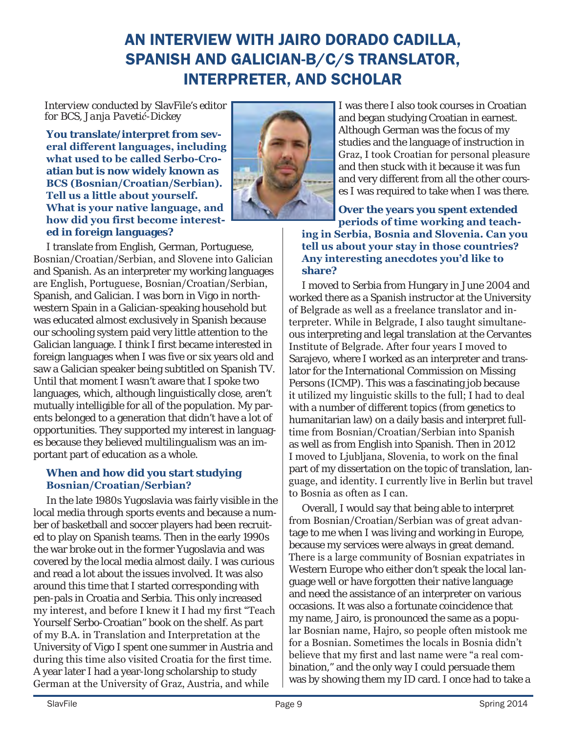# AN INTERVIEW WITH JAIRO DORADO CADILLA, SPANISH AND GALICIAN-B/C/S TRANSLATOR, INTERPRETER, AND SCHOLAR

Interview conducted by SlavFile's editor for BCS, *Janja Pavetić-Dickey*

**You translate/interpret from several different languages, including what used to be called Serbo-Croatian but is now widely known as BCS (Bosnian/Croatian/Serbian). Tell us a little about yourself. What is your native language, and how did you first become interested in foreign languages?**

I translate from English, German, Portuguese, Bosnian/Croatian/Serbian, and Slovene into Galician and Spanish. As an interpreter my working languages are English, Portuguese, Bosnian/Croatian/Serbian, Spanish, and Galician. I was born in Vigo in northwestern Spain in a Galician-speaking household but was educated almost exclusively in Spanish because our schooling system paid very little attention to the Galician language. I think I first became interested in foreign languages when I was five or six years old and saw a Galician speaker being subtitled on Spanish TV. Until that moment I wasn't aware that I spoke two languages, which, although linguistically close, aren't mutually intelligible for all of the population. My parents belonged to a generation that didn't have a lot of opportunities. They supported my interest in languages because they believed multilingualism was an important part of education as a whole.

**When and how did you start studying Bosnian/Croatian/Serbian?**

In the late 1980s Yugoslavia was fairly visible in the local media through sports events and because a number of basketball and soccer players had been recruited to play on Spanish teams. Then in the early 1990s the war broke out in the former Yugoslavia and was covered by the local media almost daily. I was curious and read a lot about the issues involved. It was also around this time that I started corresponding with pen-pals in Croatia and Serbia. This only increased my interest, and before I knew it I had my first "Teach Yourself Serbo-Croatian" book on the shelf. As part of my B.A. in Translation and Interpretation at the University of Vigo I spent one summer in Austria and during this time also visited Croatia for the first time. A year later I had a year-long scholarship to study German at the University of Graz, Austria, and while I was there I also took courses in Croatian and began studying Croatian in earnest. Although German was the focus of my studies and the language of instruction in Graz, I took Croatian for personal pleasure and then stuck with it because it was fun and very different from all the other courses I was required to take when I was there.

**Over the years you spent extended periods of time working and teaching in Serbia, Bosnia and Slovenia. Can you tell us about your stay in those countries? Any interesting anecdotes you'd like to share?**

I moved to Serbia from Hungary in June 2004 and worked there as a Spanish instructor at the University of Belgrade as well as a freelance translator and interpreter. While in Belgrade, I also taught simultaneous interpreting and legal translation at the Cervantes Institute of Belgrade. After four years I moved to Sarajevo, where I worked as an interpreter and translator for the International Commission on Missing Persons (ICMP). This was a fascinating job because it utilized my linguistic skills to the full; I had to deal with a number of different topics (from genetics to humanitarian law) on a daily basis and interpret full-time from Bosnian/Croatian/Serbian into Spanish as well as from English into Spanish. Then in 2012 I moved to Ljubljana, Slovenia, to work on the final part of my dissertation on the topic of translation, language, and identity. I currently live in Berlin but travel to Bosnia as often as I can.

Overall, I would say that being able to interpret from Bosnian/Croatian/Serbian was of great advantage to me when I was living and working in Europe, because my services were always in great demand. There is a large community of Bosnian expatriates in Western Europe who either don't speak the local language well or have forgotten their native language and need the assistance of an interpreter on various occasions. It was also a fortunate coincidence that my name, Jairo, is pronounced the same as a popular Bosnian name, Hajro, so people often mistook me for a Bosnian. Sometimes the locals in Bosnia didn't believe that my first and last name were "a real combination," and the only way I could persuade them was by showing them my ID card. I once had to take a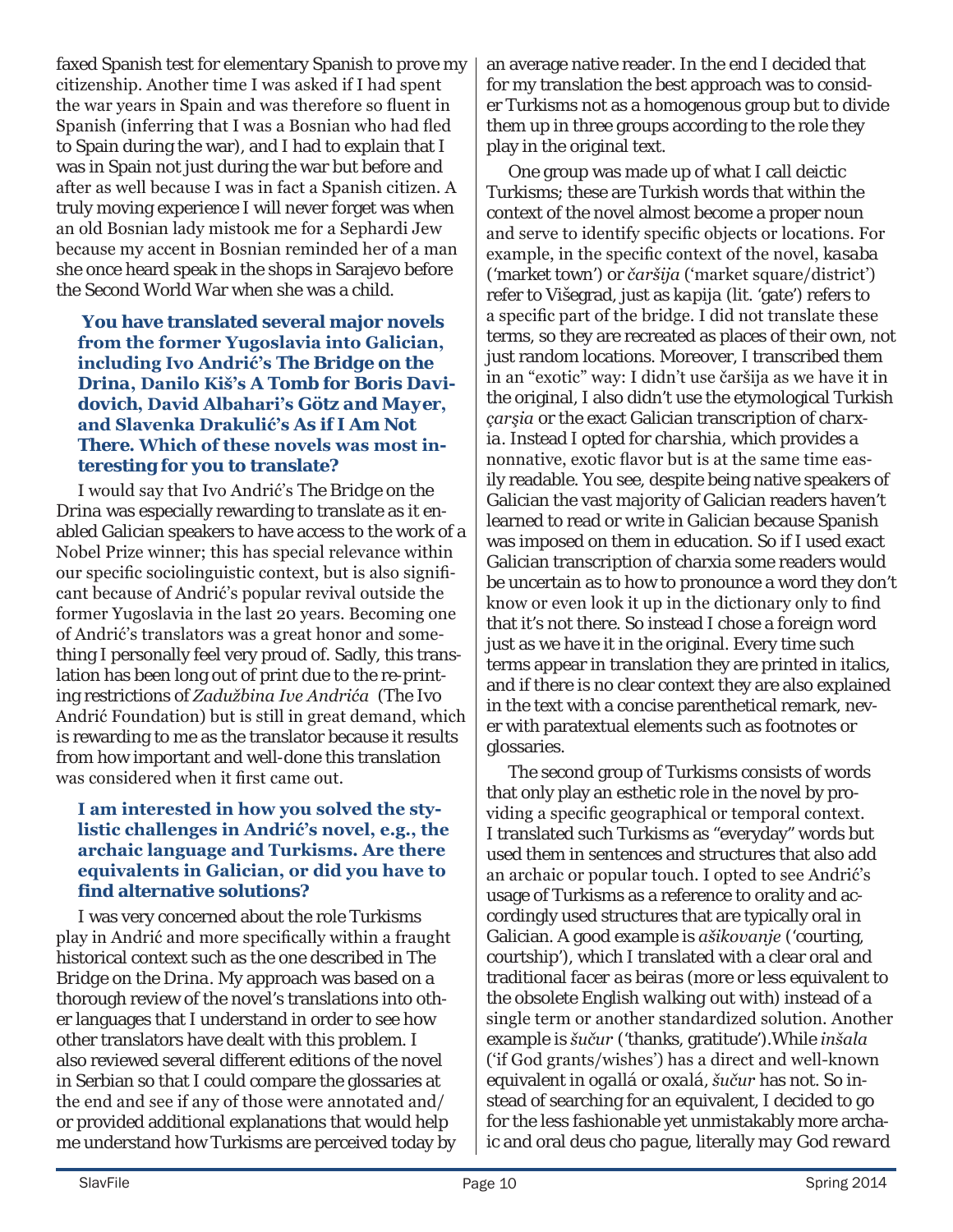faxed Spanish test for elementary Spanish to prove my citizenship. Another time I was asked if I had spent the war years in Spain and was therefore so fluent in Spanish (inferring that I was a Bosnian who had fled to Spain during the war), and I had to explain that I was in Spain not just during the war but before and after as well because I was in fact a Spanish citizen. A truly moving experience I will never forget was when an old Bosnian lady mistook me for a Sephardi Jew because my accent in Bosnian reminded her of a man she once heard speak in the shops in Sarajevo before the Second World War when she was a child.

**You have translated several major novels from the former Yugoslavia into Galician, including Ivo Andrić's *The Bridge on the Drina*, Danilo Kiš's *A Tomb for Boris Davidovich*, David Albahari's *Götz and Mayer*, and Slavenka Drakulić's *As if I Am Not There*. Which of these novels was most interesting for you to translate?**

I would say that Ivo Andrić's *The Bridge on the Drina* was especially rewarding to translate as it enabled Galician speakers to have access to the work of a Nobel Prize winner; this has special relevance within our specific sociolinguistic context, but is also significant because of Andrić's popular revival outside the former Yugoslavia in the last 20 years. Becoming one of Andrić's translators was a great honor and something I personally feel very proud of. Sadly, this translation has been long out of print due to the re-printing restrictions of *Zadužbina Ive Andrića* (The Ivo Andrić Foundation) but is still in great demand, which is rewarding to me as the translator because it results from how important and well-done this translation was considered when it first came out.

**I am interested in how you solved the stylistic challenges in Andrić's novel, e.g., the archaic language and Turkisms. Are there equivalents in Galician, or did you have to find alternative solutions?**

I was very concerned about the role Turkisms play in Andrić and more specifically within a fraught historical context such as the one described in *The Bridge on the Drina*. My approach was based on a thorough review of the novel's translations into other languages that I understand in order to see how other translators have dealt with this problem. I also reviewed several different editions of the novel in Serbian so that I could compare the glossaries at the end and see if any of those were annotated and/or provided additional explanations that would help me understand how Turkisms are perceived today by an average native reader. In the end I decided that for my translation the best approach was to consider Turkisms not as a homogenous group but to divide them up in three groups according to the role they play in the original text.

One group was made up of what I call deictic Turkisms; these are Turkish words that within the context of the novel almost become a proper noun and serve to identify specific objects or locations. For example, in the specific context of the novel, *kasaba* ('market town') or *čaršija* ('market square/district') refer to Višegrad, just as *kapija* (lit. 'gate') refers to a specific part of the bridge. I did not translate these terms, so they are recreated as places of their own, not just random locations. Moreover, I transcribed them in an "exotic" way: I didn't use čaršija as we have it in the original, I also didn't use the etymological Turkish *çarşia* or the exact Galician transcription of *charxia*. Instead I opted for *charshia*, which provides a nonnative, exotic flavor but is at the same time easily readable. You see, despite being native speakers of Galician the vast majority of Galician readers haven't learned to read or write in Galician because Spanish was imposed on them in education. So if I used exact Galician transcription of charxia some readers would be uncertain as to how to pronounce a word they don't know or even look it up in the dictionary only to find that it's not there. So instead I chose a foreign word just as we have it in the original. Every time such terms appear in translation they are printed in italics, and if there is no clear context they are also explained in the text with a concise parenthetical remark, never with paratextual elements such as footnotes or glossaries.

The second group of Turkisms consists of words that only play an esthetic role in the novel by providing a specific geographical or temporal context. I translated such Turkisms as "everyday" words but used them in sentences and structures that also add an archaic or popular touch. I opted to see Andrić's usage of Turkisms as a reference to orality and accordingly used structures that are typically oral in Galician. A good example is *ašikovanje* ('courting, courtship'), which I translated with a clear oral and traditional *facer as beiras* (more or less equivalent to the obsolete English *walking out with*) instead of a single term or another standardized solution. Another example is *šučur* ('thanks, gratitude').While *inšala* ('if God grants/wishes') has a direct and well-known equivalent in *ogallá* or *oxalá*, *šučur* has not. So instead of searching for an equivalent, I decided to go for the less fashionable yet unmistakably more archaic and oral *deus cho pague*, literally *may God reward*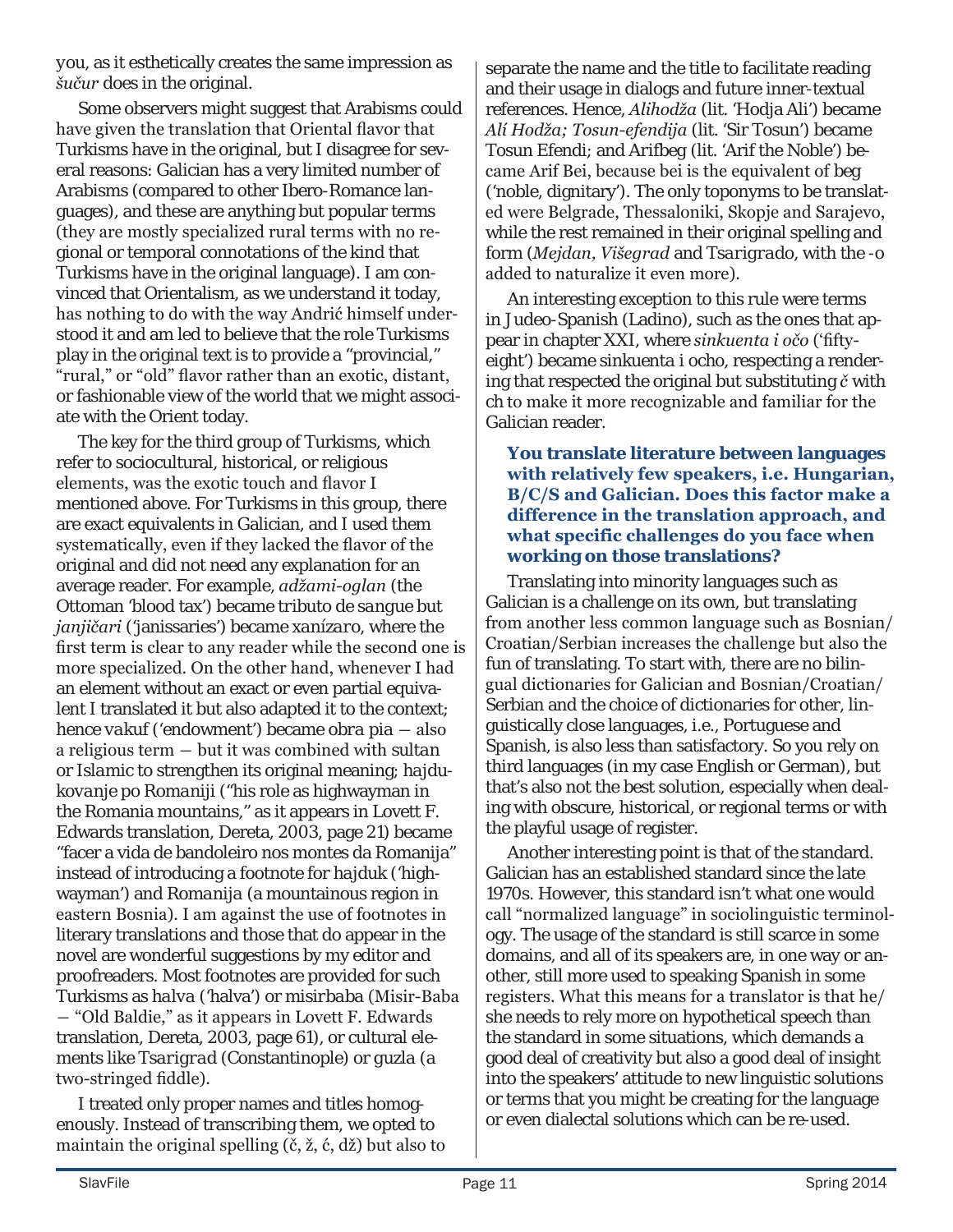you, as it esthetically creates the same impression as *šučur* does in the original.

Some observers might suggest that Arabisms could have given the translation that Oriental flavor that Turkisms have in the original, but I disagree for several reasons: Galician has a very limited number of Arabisms (compared to other Ibero-Romance languages), and these are anything but popular terms (they are mostly specialized rural terms with no regional or temporal connotations of the kind that Turkisms have in the original language). I am convinced that Orientalism, as we understand it today, has nothing to do with the way Andrić himself understood it and am led to believe that the role Turkisms play in the original text is to provide a "provincial," "rural," or "old" flavor rather than an exotic, distant, or fashionable view of the world that we might associate with the Orient today.

The key for the third group of Turkisms, which refer to sociocultural, historical, or religious elements, was the exotic touch and flavor I mentioned above. For Turkisms in this group, there are exact equivalents in Galician, and I used them systematically, even if they lacked the flavor of the original and did not need any explanation for an average reader. For example, *adžami-oglan* (the Ottoman 'blood tax') became *tributo de sangue* but *janjičari* ('janissaries') became *xanízaro*, where the first term is clear to any reader while the second one is more specialized. On the other hand, whenever I had an element without an exact or even partial equivalent I translated it but also adapted it to the context; hence *vakuf* ('endowment') became *obra pia* — also a religious term — but it was combined with *sultan* or *Islamic* to strengthen its original meaning; *hajdukovanje po Romaniji* ("his role as highwayman in the Romania mountains," as it appears in Lovett F. Edwards translation, Dereta, 2003, page 21) became "facer a vida de bandoleiro nos montes da Romanija" instead of introducing a footnote for *hajduk* ('highwayman') and *Romanija* (a mountainous region in eastern Bosnia). I am against the use of footnotes in literary translations and those that do appear in the novel are wonderful suggestions by my editor and proofreaders. Most footnotes are provided for such Turkisms as *halva* ('halva') or *misirbaba* (Misir-Baba — "Old Baldie," as it appears in Lovett F. Edwards translation, Dereta, 2003, page 61), or cultural elements like *Tsarigrad* (Constantinople) or *guzla* (a two-stringed fiddle).

I treated only proper names and titles homogenously. Instead of transcribing them, we opted to maintain the original spelling (č, ž, ć, dž) but also to separate the name and the title to facilitate reading and their usage in dialogs and future inner-textual references. Hence, *Alihodža* (lit. 'Hodja Ali') became *Alí Hodža; Tosun-efendija* (lit. 'Sir Tosun') became Tosun Efendi; and Arifbeg (lit. 'Arif the Noble') became Arif Bei, because bei is the equivalent of beg ('noble, dignitary'). The only toponyms to be translated were Belgrade, Thessaloniki, Skopje and Sarajevo, while the rest remained in their original spelling and form (*Mejdan*, *Višegrad* and *Tsarigrado*, with the -o added to naturalize it even more).

An interesting exception to this rule were terms in Judeo-Spanish (Ladino), such as the ones that appear in chapter XXI, where *sinkuenta i očo* ('fifty-eight') became sinkuenta i ocho, respecting a rendering that respected the original but substituting *č* with ch to make it more recognizable and familiar for the Galician reader.

**You translate literature between languages with relatively few speakers, i.e. Hungarian, B/C/S and Galician. Does this factor make a difference in the translation approach, and what specific challenges do you face when working on those translations?**

Translating into minority languages such as Galician is a challenge on its own, but translating from another less common language such as Bosnian/Croatian/Serbian increases the challenge but also the fun of translating. To start with, there are no bilingual dictionaries for Galician and Bosnian/Croatian/Serbian and the choice of dictionaries for other, linguistically close languages, i.e., Portuguese and Spanish, is also less than satisfactory. So you rely on third languages (in my case English or German), but that's also not the best solution, especially when dealing with obscure, historical, or regional terms or with the playful usage of register.

Another interesting point is that of the standard. Galician has an established standard since the late 1970s. However, this standard isn't what one would call "normalized language" in sociolinguistic terminology. The usage of the standard is still scarce in some domains, and all of its speakers are, in one way or another, still more used to speaking Spanish in some registers. What this means for a translator is that he/she needs to rely more on hypothetical speech than the standard in some situations, which demands a good deal of creativity but also a good deal of insight into the speakers' attitude to new linguistic solutions or terms that you might be creating for the language or even dialectal solutions which can be re-used.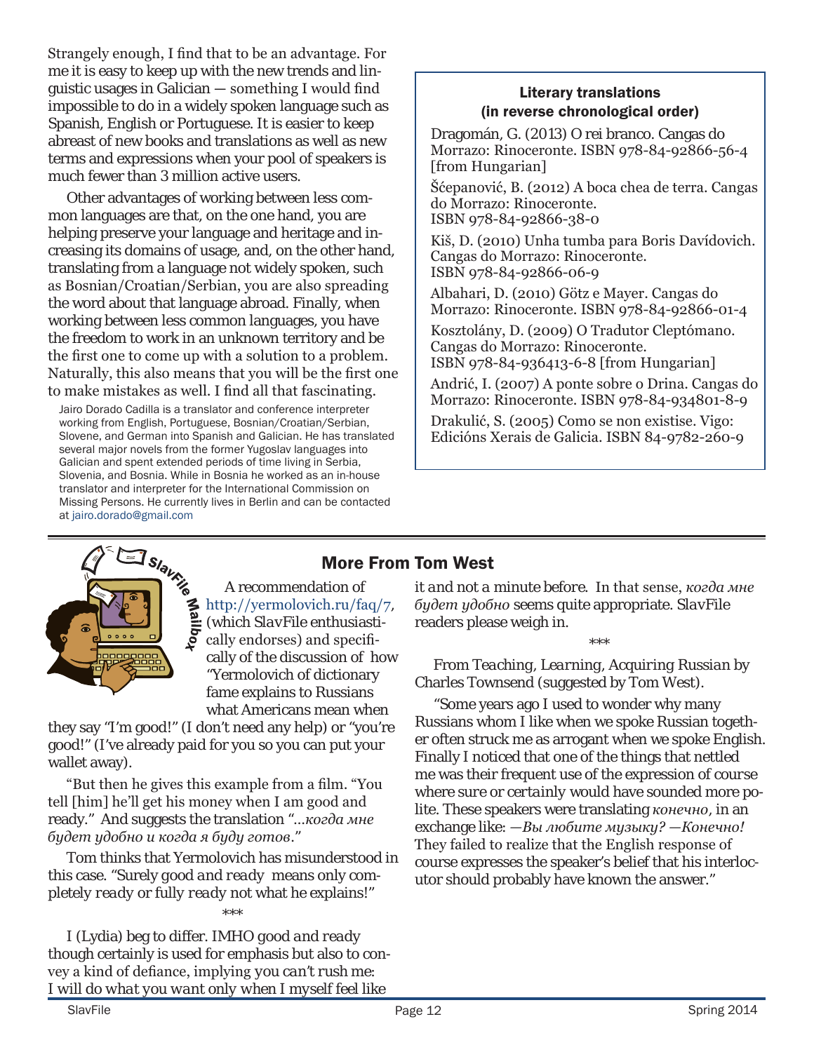Strangely enough, I find that to be an advantage. For me it is easy to keep up with the new trends and linguistic usages in Galician — something I would find impossible to do in a widely spoken language such as Spanish, English or Portuguese. It is easier to keep abreast of new books and translations as well as new terms and expressions when your pool of speakers is much fewer than 3 million active users.

Other advantages of working between less common languages are that, on the one hand, you are helping preserve your language and heritage and increasing its domains of usage, and, on the other hand, translating from a language not widely spoken, such as Bosnian/Croatian/Serbian, you are also spreading the word about that language abroad. Finally, when working between less common languages, you have the freedom to work in an unknown territory and be the first one to come up with a solution to a problem. Naturally, this also means that you will be the first one to make mistakes as well. I find all that fascinating.

Jairo Dorado Cadilla is a translator and conference interpreter working from English, Portuguese, Bosnian/Croatian/Serbian, Slovene, and German into Spanish and Galician. He has translated several major novels from the former Yugoslav languages into Galician and spent extended periods of time living in Serbia, Slovenia, and Bosnia. While in Bosnia he worked as an in-house translator and interpreter for the International Commission on Missing Persons. He currently lives in Berlin and can be contacted at jairo.dorado@gmail.com

### Literary translations (in reverse chronological order)

Dragomán, G. (2013) O rei branco. Cangas do Morrazo: Rinoceronte. ISBN 978-84-92866-56-4 [from Hungarian]

Šćepanović, B. (2012) A boca chea de terra. Cangas do Morrazo: Rinoceronte. ISBN 978-84-92866-38-0

Kiš, D. (2010) Unha tumba para Boris Davídovich. Cangas do Morrazo: Rinoceronte. ISBN 978-84-92866-06-9

Albahari, D. (2010) Götz e Mayer. Cangas do Morrazo: Rinoceronte. ISBN 978-84-92866-01-4

Kosztolány, D. (2009) O Tradutor Cleptómano. Cangas do Morrazo: Rinoceronte. ISBN 978-84-936413-6-8 [from Hungarian]

Andrić, I. (2007) A ponte sobre o Drina. Cangas do Morrazo: Rinoceronte. ISBN 978-84-934801-8-9

Drakulić, S. (2005) Como se non existise. Vigo: Edicións Xerais de Galicia. ISBN 84-9782-260-9

## More From Tom West

SlavFile Mailbox

A recommendation of http://yermolovich.ru/faq/7, (which SlavFile enthusiastically endorses) and specifically of the discussion of how "Yermolovich of dictionary fame explains to Russians what Americans mean when they say "I'm good!" (I don't need any help) or "you're good!" (I've already paid for you so you can put your wallet away).

"But then he gives this example from a film. "You tell [him] he'll get his money when I am good and ready." And suggests the translation "...*когда мне будет удобно и когда я буду готов*."

Tom thinks that Yermolovich has misunderstood in this case. "Surely *good and ready* means only completely *ready* or *fully ready* not what he explains!"

\*\*\*

I (Lydia) beg to differ. IMHO *good and ready* though certainly is used for emphasis but also to convey a kind of defiance, implying *you can't rush me: I will do what you want only when I myself feel like* it and not a minute before. In that sense, *когда мне будет удобно* seems quite appropriate. SlavFile readers please weigh in.

\*\*\*

From *Teaching, Learning, Acquiring Russian* by Charles Townsend (suggested by Tom West).

"Some years ago I used to wonder why many Russians whom I like when we spoke Russian together often struck me as arrogant when we spoke English. Finally I noticed that one of the things that nettled me was their frequent use of the expression *of course* where *sure* or *certainly* would have sounded more polite. These speakers were translating *конечно*, in an exchange like: *—Вы любите музыку? —Конечно!* They failed to realize that the English response *of course* expresses the speaker's belief that his interlocutor should probably have known the answer."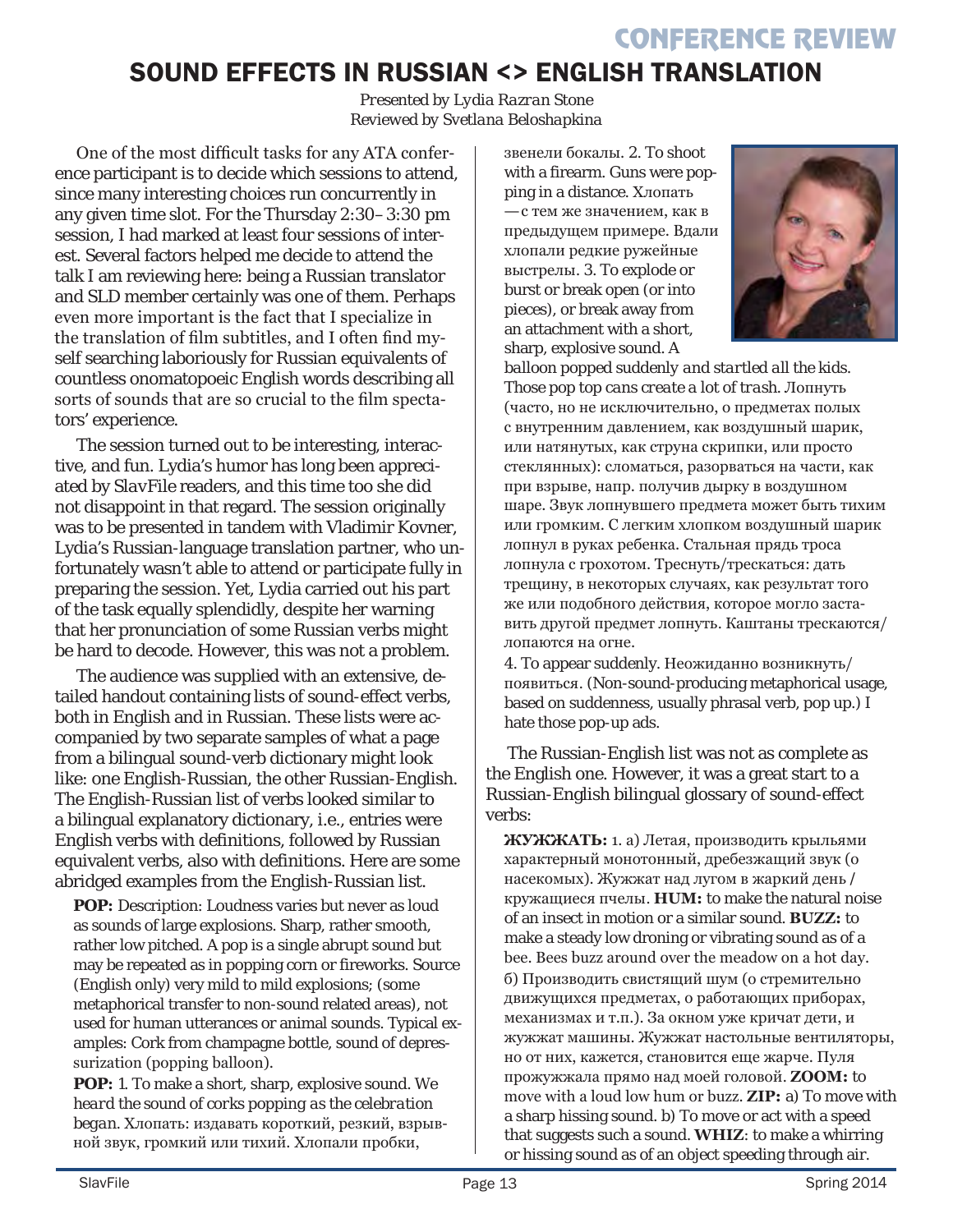CONFERENCE REVIEW

# SOUND EFFECTS IN RUSSIAN <> ENGLISH TRANSLATION

*Presented by Lydia Razran Stone*
*Reviewed by Svetlana Beloshapkina*

One of the most difficult tasks for any ATA conference participant is to decide which sessions to attend, since many interesting choices run concurrently in any given time slot. For the Thursday 2:30–3:30 pm session, I had marked at least four sessions of interest. Several factors helped me decide to attend the talk I am reviewing here: being a Russian translator and SLD member certainly was one of them. Perhaps even more important is the fact that I specialize in the translation of film subtitles, and I often find myself searching laboriously for Russian equivalents of countless onomatopoeic English words describing all sorts of sounds that are so crucial to the film spectators' experience.

The session turned out to be interesting, interactive, and fun. Lydia's humor has long been appreciated by *SlavFile* readers, and this time too she did not disappoint in that regard. The session originally was to be presented in tandem with Vladimir Kovner, Lydia's Russian-language translation partner, who unfortunately wasn't able to attend or participate fully in preparing the session. Yet, Lydia carried out his part of the task equally splendidly, despite her warning that her pronunciation of some Russian verbs might be hard to decode. However, this was not a problem.

The audience was supplied with an extensive, detailed handout containing lists of sound-effect verbs, both in English and in Russian. These lists were accompanied by two separate samples of what a page from a bilingual sound-verb dictionary might look like: one English-Russian, the other Russian-English. The English-Russian list of verbs looked similar to a bilingual explanatory dictionary, i.e., entries were English verbs with definitions, followed by Russian equivalent verbs, also with definitions. Here are some abridged examples from the English-Russian list.

**POP:** Description: Loudness varies but never as loud as sounds of large explosions. Sharp, rather smooth, rather low pitched. A pop is a single abrupt sound but may be repeated as in popping corn or fireworks. Source (English only) very mild to mild explosions; (some metaphorical transfer to non-sound related areas), not used for human utterances or animal sounds. Typical examples: Cork from champagne bottle, sound of depressurization (popping balloon).

**POP:** 1. To make a short, sharp, explosive sound. *We heard the sound of corks popping as the celebration began.* Хлопать: издавать короткий, резкий, взрывной звук, громкий или тихий. Хлопали пробки, звенели бокалы. 2. To shoot with a firearm. Guns were popping in a distance. Хлопать — с тем же значением, как в предыдущем примере. Вдали хлопали редкие ружейные выстрелы. 3. To explode or burst or break open (or into pieces), or break away from an attachment with a short, sharp, explosive sound. A *balloon popped suddenly and startled all the kids. Those pop top cans create a lot of trash.* Лопнуть (часто, но не исключительно, о предметах полых с внутренним давлением, как воздушный шарик, или натянутых, как струна скрипки, или просто стеклянных): сломаться, разорваться на части, как при взрыве, напр. получив дырку в воздушном шаре. Звук лопнувшего предмета может быть тихим или громким. С легким хлопком воздушный шарик лопнул в руках ребенка. Стальная прядь троса лопнула с грохотом. Треснуть/трескаться: дать трещину, в некоторых случаях, как результат того же или подобного действия, которое могло заставить другой предмет лопнуть. Каштаны трескаются/лопаются на огне.
4. To appear suddenly. Неожиданно возникнуть/появиться. (Non-sound-producing metaphorical usage, based on suddenness, usually phrasal verb, pop up.) I hate those pop-up ads.

The Russian-English list was not as complete as the English one. However, it was a great start to a Russian-English bilingual glossary of sound-effect verbs:

**ЖУЖЖАТЬ:** 1. а) Летая, производить крыльями характерный монотонный, дребезжащий звук (о насекомых). Жужжат над лугом в жаркий день / кружащиеся пчелы. **HUM:** to make the natural noise of an insect in motion or a similar sound. **BUZZ:** to make a steady low droning or vibrating sound as of a bee. Bees buzz around over the meadow on a hot day. б) Производить свистящий шум (о стремительно движущихся предметах, о работающих приборах, механизмах и т.п.). За окном уже кричат дети, и жужжат машины. Жужжат настольные вентиляторы, но от них, кажется, становится еще жарче. Пуля прожужжала прямо над моей головой. **ZOOM:** to move with a loud low hum or buzz. **ZIP:** a) To move with a sharp hissing sound. b) To move or act with a speed that suggests such a sound. **WHIZ**: to make a whirring or hissing sound as of an object speeding through air.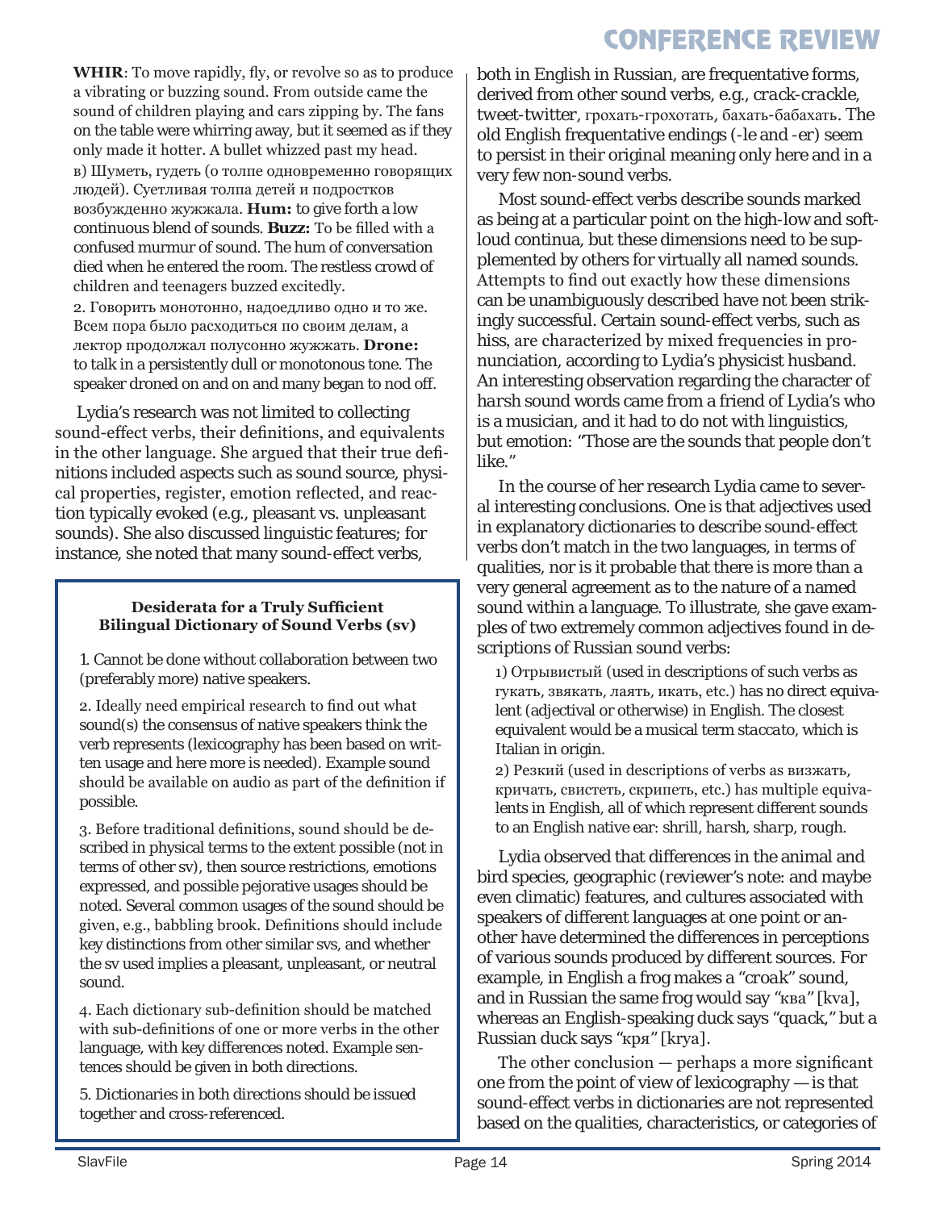**WHIR**: To move rapidly, fly, or revolve so as to produce a vibrating or buzzing sound. From outside came the sound of children playing and cars zipping by. The fans on the table were whirring away, but it seemed as if they only made it hotter. A bullet whizzed past my head.

в) Шуметь, гудеть (о толпе одновременно говорящих людей). Суетливая толпа детей и подростков возбужденно жужжала. **Hum:** to give forth a low continuous blend of sounds. **Buzz:** To be filled with a confused murmur of sound. The hum of conversation died when he entered the room. The restless crowd of children and teenagers buzzed excitedly.

2. Говорить монотонно, надоедливо одно и то же. Всем пора было расходиться по своим делам, а лектор продолжал полусонно жужжать. **Drone:** to talk in a persistently dull or monotonous tone. The speaker droned on and on and many began to nod off.

Lydia's research was not limited to collecting sound-effect verbs, their definitions, and equivalents in the other language. She argued that their true definitions included aspects such as sound source, physical properties, register, emotion reflected, and reaction typically evoked (e.g., pleasant vs. unpleasant sounds). She also discussed linguistic features; for instance, she noted that many sound-effect verbs, both in English in Russian, are frequentative forms, derived from other sound verbs, e.g., *crack-crackle*, tweet-twitter, грохать-грохотать, бахать-бабахать. The old English frequentative endings (-le and -er) seem to persist in their original meaning only here and in a very few non-sound verbs.

Most sound-effect verbs describe sounds marked as being at a particular point on the high-low and soft-loud continua, but these dimensions need to be supplemented by others for virtually all named sounds. Attempts to find out exactly how these dimensions can be unambiguously described have not been strikingly successful. Certain sound-effect verbs, such as hiss, are characterized by mixed frequencies in pronunciation, according to Lydia's physicist husband. An interesting observation regarding the character of *harsh* sound words came from a friend of Lydia's who is a musician, and it had to do not with linguistics, but emotion: "Those are the sounds that people don't like."

In the course of her research Lydia came to several interesting conclusions. One is that adjectives used in explanatory dictionaries to describe sound-effect verbs don't match in the two languages, in terms of qualities, nor is it probable that there is more than a very general agreement as to the nature of a named sound within a language. To illustrate, she gave examples of two extremely common adjectives found in descriptions of Russian sound verbs:

1) Отрывистый (used in descriptions of such verbs as гукать, звякать, лаять, икать, etc.) has no direct equivalent (adjectival or otherwise) in English. The closest equivalent would be a musical term *staccato*, which is Italian in origin.

2) Резкий (used in descriptions of verbs as визжать, кричать, свистеть, скрипеть, etc.) has multiple equivalents in English, all of which represent different sounds to an English native ear: *shrill*, *harsh*, *sharp*, *rough*.

Lydia observed that differences in the animal and bird species, geographic (*reviewer's note: and maybe even climatic*) features, and cultures associated with speakers of different languages at one point or another have determined the differences in perceptions of various sounds produced by different sources. For example, in English a frog makes a "*croak*" sound, and in Russian the same frog would say "ква" [kva], whereas an English-speaking duck says "*quack*," but a Russian duck says "кря" [krya].

The other conclusion — perhaps a more significant one from the point of view of lexicography — is that sound-effect verbs in dictionaries are not represented based on the qualities, characteristics, or categories of

---

**Desiderata for a Truly Sufficient Bilingual Dictionary of Sound Verbs (sv)**

1. Cannot be done without collaboration between two (preferably more) native speakers.

2. Ideally need empirical research to find out what sound(s) the consensus of native speakers think the verb represents (lexicography has been based on written usage and here more is needed). Example sound should be available on audio as part of the definition if possible.

3. Before traditional definitions, sound should be described in physical terms to the extent possible (not in terms of other sv), then source restrictions, emotions expressed, and possible pejorative usages should be noted. Several common usages of the sound should be given, e.g., babbling brook. Definitions should include key distinctions from other similar svs, and whether the sv used implies a pleasant, unpleasant, or neutral sound.

4. Each dictionary sub-definition should be matched with sub-definitions of one or more verbs in the other language, with key differences noted. Example sentences should be given in both directions.

5. Dictionaries in both directions should be issued together and cross-referenced.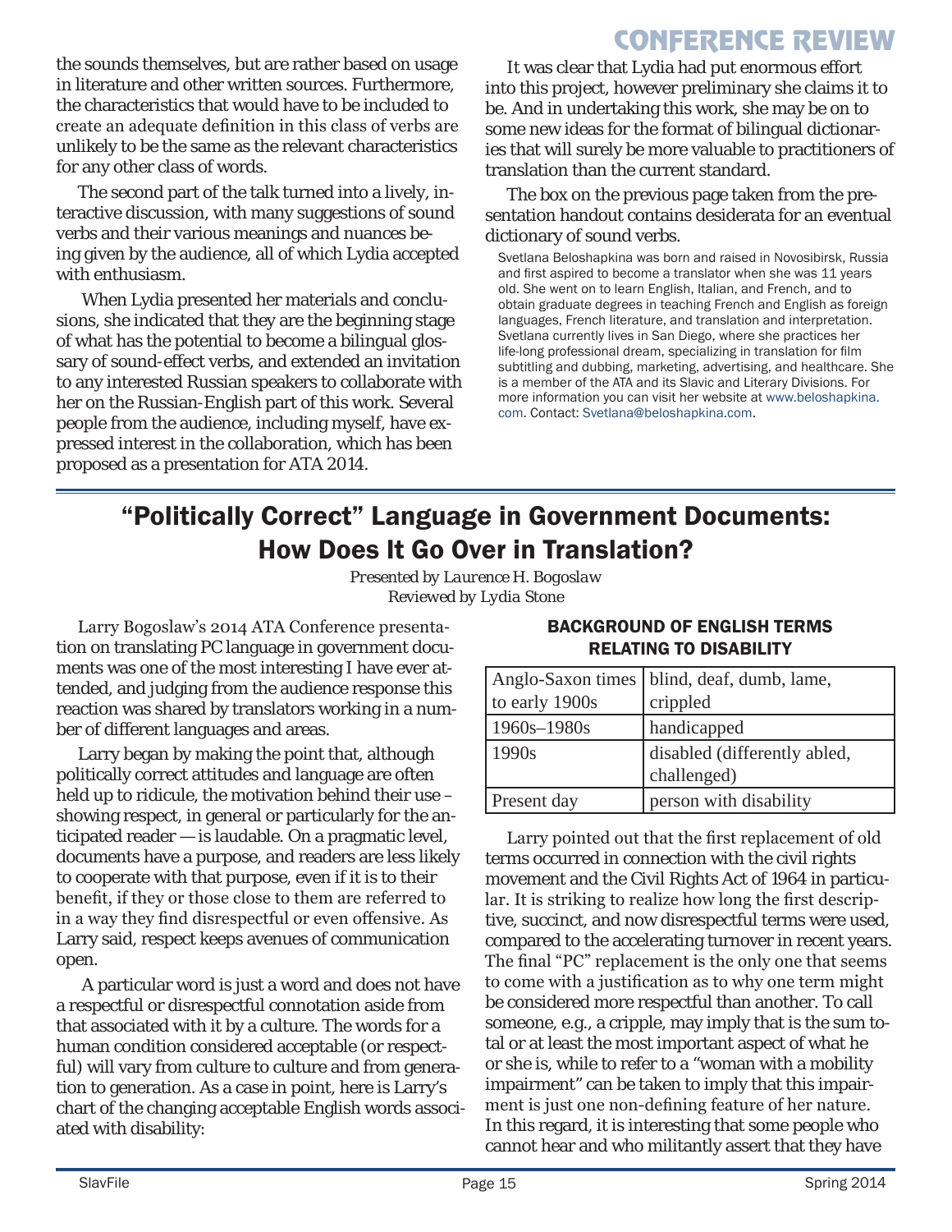the sounds themselves, but are rather based on usage in literature and other written sources. Furthermore, the characteristics that would have to be included to create an adequate definition in this class of verbs are unlikely to be the same as the relevant characteristics for any other class of words.

The second part of the talk turned into a lively, interactive discussion, with many suggestions of sound verbs and their various meanings and nuances being given by the audience, all of which Lydia accepted with enthusiasm.

When Lydia presented her materials and conclusions, she indicated that they are the beginning stage of what has the potential to become a bilingual glossary of sound-effect verbs, and extended an invitation to any interested Russian speakers to collaborate with her on the Russian-English part of this work. Several people from the audience, including myself, have expressed interest in the collaboration, which has been proposed as a presentation for ATA 2014.

It was clear that Lydia had put enormous effort into this project, however preliminary she claims it to be. And in undertaking this work, she may be on to some new ideas for the format of bilingual dictionaries that will surely be more valuable to practitioners of translation than the current standard.

The box on the previous page taken from the presentation handout contains desiderata for an eventual dictionary of sound verbs.

Svetlana Beloshapkina was born and raised in Novosibirsk, Russia and first aspired to become a translator when she was 11 years old. She went on to learn English, Italian, and French, and to obtain graduate degrees in teaching French and English as foreign languages, French literature, and translation and interpretation. Svetlana currently lives in San Diego, where she practices her life-long professional dream, specializing in translation for film subtitling and dubbing, marketing, advertising, and healthcare. She is a member of the ATA and its Slavic and Literary Divisions. For more information you can visit her website at www.beloshapkina.com. Contact: Svetlana@beloshapkina.com.

---

# "Politically Correct" Language in Government Documents: How Does It Go Over in Translation?

*Presented by Laurence H. Bogoslaw*
*Reviewed by Lydia Stone*

Larry Bogoslaw's 2014 ATA Conference presentation on translating PC language in government documents was one of the most interesting I have ever attended, and judging from the audience response this reaction was shared by translators working in a number of different languages and areas.

Larry began by making the point that, although politically correct attitudes and language are often held up to ridicule, the motivation behind their use – showing respect, in general or particularly for the anticipated reader — is laudable. On a pragmatic level, documents have a purpose, and readers are less likely to cooperate with that purpose, even if it is to their benefit, if they or those close to them are referred to in a way they find disrespectful or even offensive. As Larry said, respect keeps avenues of communication open.

A particular word is just a word and does not have a respectful or disrespectful connotation aside from that associated with it by a culture. The words for a human condition considered acceptable (or respectful) will vary from culture to culture and from generation to generation. As a case in point, here is Larry's chart of the changing acceptable English words associated with disability:

**BACKGROUND OF ENGLISH TERMS RELATING TO DISABILITY**

| | |
|---|---|
| Anglo-Saxon times to early 1900s | blind, deaf, dumb, lame, crippled |
| 1960s–1980s | handicapped |
| 1990s | disabled (differently abled, challenged) |
| Present day | person with disability |

Larry pointed out that the first replacement of old terms occurred in connection with the civil rights movement and the Civil Rights Act of 1964 in particular. It is striking to realize how long the first descriptive, succinct, and now disrespectful terms were used, compared to the accelerating turnover in recent years. The final "PC" replacement is the only one that seems to come with a justification as to why one term might be considered more respectful than another. To call someone, e.g., a cripple, may imply that is the sum total or at least the most important aspect of what he or she is, while to refer to a "woman with a mobility impairment" can be taken to imply that this impairment is just one non-defining feature of her nature. In this regard, it is interesting that some people who cannot hear and who militantly assert that they have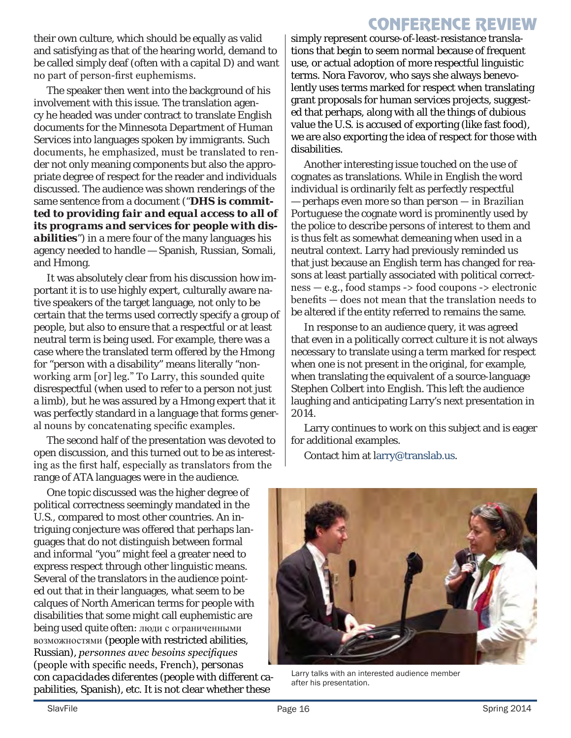their own culture, which should be equally as valid and satisfying as that of the hearing world, demand to be called simply deaf (often with a capital D) and want no part of person-first euphemisms.

The speaker then went into the background of his involvement with this issue. The translation agency he headed was under contract to translate English documents for the Minnesota Department of Human Services into languages spoken by immigrants. Such documents, he emphasized, must be translated to render not only meaning components but also the appropriate degree of respect for the reader and individuals discussed. The audience was shown renderings of the same sentence from a document ("***DHS is committed to providing fair and equal access to all of its programs and services for people with disabilities***") in a mere four of the many languages his agency needed to handle — Spanish, Russian, Somali, and Hmong.

It was absolutely clear from his discussion how important it is to use highly expert, culturally aware native speakers of the target language, not only to be certain that the terms used correctly specify a group of people, but also to ensure that a respectful or at least neutral term is being used. For example, there was a case where the translated term offered by the Hmong for "person with a disability" means literally "non-working arm [or] leg." To Larry, this sounded quite disrespectful (when used to refer to a person not just a limb), but he was assured by a Hmong expert that it was perfectly standard in a language that forms general nouns by concatenating specific examples.

The second half of the presentation was devoted to open discussion, and this turned out to be as interesting as the first half, especially as translators from the range of ATA languages were in the audience.

One topic discussed was the higher degree of political correctness seemingly mandated in the U.S., compared to most other countries. An intriguing conjecture was offered that perhaps languages that do not distinguish between formal and informal "you" might feel a greater need to express respect through other linguistic means. Several of the translators in the audience pointed out that in their languages, what seem to be calques of North American terms for people with disabilities that some might call euphemistic are being used quite often: люди с ограниченными возможностями (people with restricted abilities, Russian), *personnes avec besoins specifiques* (people with specific needs, French), *personas con capacidades diferentes* (people with different capabilities, Spanish), etc. It is not clear whether these simply represent course-of-least-resistance translations that begin to seem normal because of frequent use, or actual adoption of more respectful linguistic terms. Nora Favorov, who says she always benevolently uses terms marked for respect when translating grant proposals for human services projects, suggested that perhaps, along with all the things of dubious value the U.S. is accused of exporting (like fast food), we are also exporting the idea of respect for those with disabilities.

Another interesting issue touched on the use of cognates as translations. While in English the word individual is ordinarily felt as perfectly respectful — perhaps even more so than person — in Brazilian Portuguese the cognate word is prominently used by the police to describe persons of interest to them and is thus felt as somewhat demeaning when used in a neutral context. Larry had previously reminded us that just because an English term has changed for reasons at least partially associated with political correctness — e.g., food stamps -> food coupons -> electronic benefits — does not mean that the translation needs to be altered if the entity referred to remains the same.

In response to an audience query, it was agreed that even in a politically correct culture it is not always necessary to translate using a term marked for respect when one is not present in the original, for example, when translating the equivalent of a source-language Stephen Colbert into English. This left the audience laughing and anticipating Larry's next presentation in 2014.

Larry continues to work on this subject and is eager for additional examples.

Contact him at larry@translab.us.

Larry talks with an interested audience member after his presentation.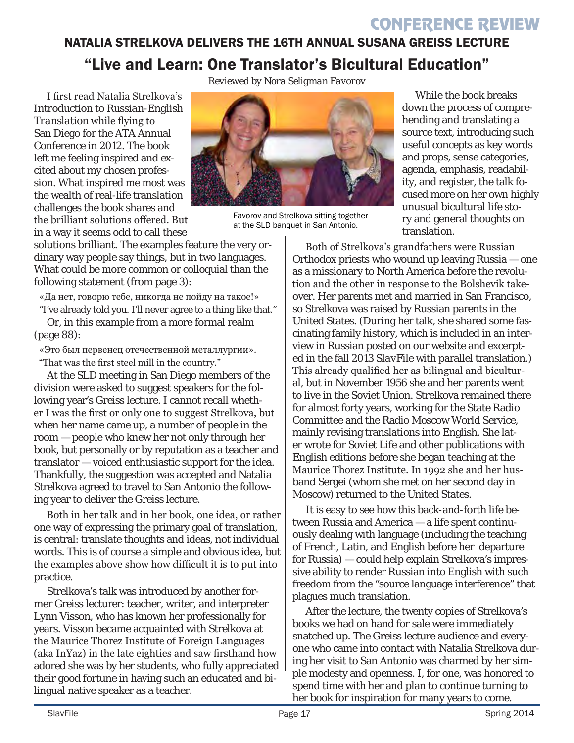CONFERENCE REVIEW

## NATALIA STRELKOVA DELIVERS THE 16TH ANNUAL SUSANA GREISS LECTURE

# "Live and Learn: One Translator's Bicultural Education"

*Reviewed by Nora Seligman Favorov*

I first read Natalia Strelkova's *Introduction to Russian-English Translation* while flying to San Diego for the ATA Annual Conference in 2012. The book left me feeling inspired and excited about my chosen profession. What inspired me most was the wealth of real-life translation challenges the book shares and the brilliant solutions offered. But in a way it seems odd to call these solutions brilliant. The examples feature the very ordinary way people say things, but in two languages. What could be more common or colloquial than the following statement (from page 3):

«Да нет, говорю тебе, никогда не пойду на такое!»
"I've already told you. I'll never agree to a thing like that."

Or, in this example from a more formal realm (page 88):

«Это был первенец отечественной металлургии».
"That was the first steel mill in the country."

Favorov and Strelkova sitting together at the SLD banquet in San Antonio.

While the book breaks down the process of comprehending and translating a source text, introducing such useful concepts as key words and props, sense categories, agenda, emphasis, readability, and register, the talk focused more on her own highly unusual bicultural life story and general thoughts on translation.

At the SLD meeting in San Diego members of the division were asked to suggest speakers for the following year's Greiss lecture. I cannot recall whether I was the first or only one to suggest Strelkova, but when her name came up, a number of people in the room — people who knew her not only through her book, but personally or by reputation as a teacher and translator — voiced enthusiastic support for the idea. Thankfully, the suggestion was accepted and Natalia Strelkova agreed to travel to San Antonio the following year to deliver the Greiss lecture.

Both in her talk and in her book, one idea, or rather one way of expressing the primary goal of translation, is central: translate thoughts and ideas, not individual words. This is of course a simple and obvious idea, but the examples above show how difficult it is to put into practice.

Strelkova's talk was introduced by another former Greiss lecturer: teacher, writer, and interpreter Lynn Visson, who has known her professionally for years. Visson became acquainted with Strelkova at the Maurice Thorez Institute of Foreign Languages (aka InYaz) in the late eighties and saw firsthand how adored she was by her students, who fully appreciated their good fortune in having such an educated and bilingual native speaker as a teacher.

Both of Strelkova's grandfathers were Russian Orthodox priests who wound up leaving Russia — one as a missionary to North America before the revolution and the other in response to the Bolshevik takeover. Her parents met and married in San Francisco, so Strelkova was raised by Russian parents in the United States. (During her talk, she shared some fascinating family history, which is included in an interview in Russian posted on our website and excerpted in the fall 2013 SlavFile with parallel translation.) This already qualified her as bilingual and bicultural, but in November 1956 she and her parents went to live in the Soviet Union. Strelkova remained there for almost forty years, working for the State Radio Committee and the Radio Moscow World Service, mainly revising translations into English. She later wrote for Soviet Life and other publications with English editions before she began teaching at the Maurice Thorez Institute. In 1992 she and her husband Sergei (whom she met on her second day in Moscow) returned to the United States.

It is easy to see how this back-and-forth life between Russia and America — a life spent continuously dealing with language (including the teaching of French, Latin, and English before her departure for Russia) — could help explain Strelkova's impressive ability to render Russian into English with such freedom from the "source language interference" that plagues much translation.

After the lecture, the twenty copies of Strelkova's books we had on hand for sale were immediately snatched up. The Greiss lecture audience and everyone who came into contact with Natalia Strelkova during her visit to San Antonio was charmed by her simple modesty and openness. I, for one, was honored to spend time with her and plan to continue turning to her book for inspiration for many years to come.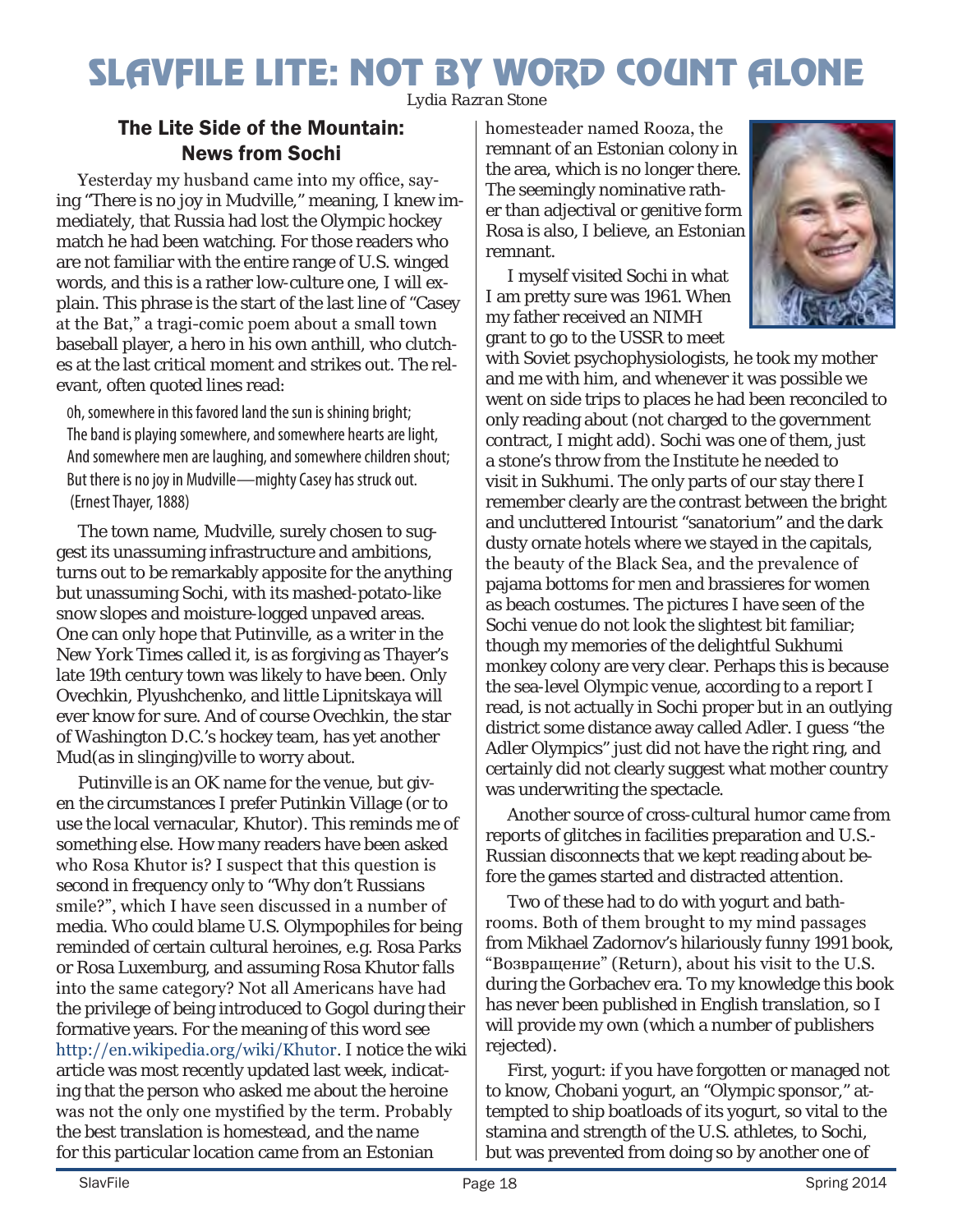# SlavFile Lite: Not by Word Count Alone

*Lydia Razran Stone*

### The Lite Side of the Mountain: News from Sochi

Yesterday my husband came into my office, saying "There is no joy in Mudville," meaning, I knew immediately, that Russia had lost the Olympic hockey match he had been watching. For those readers who are not familiar with the entire range of U.S. winged words, and this is a rather low-culture one, I will explain. This phrase is the start of the last line of "Casey at the Bat," a tragi-comic poem about a small town baseball player, a hero in his own anthill, who clutches at the last critical moment and strikes out. The relevant, often quoted lines read:

> Oh, somewhere in this favored land the sun is shining bright;
> The band is playing somewhere, and somewhere hearts are light,
> And somewhere men are laughing, and somewhere children shout;
> But there is no joy in Mudville—mighty Casey has struck out.
> (Ernest Thayer, 1888)

The town name, Mudville, surely chosen to suggest its unassuming infrastructure and ambitions, turns out to be remarkably apposite for the anything but unassuming Sochi, with its mashed-potato-like snow slopes and moisture-logged unpaved areas. One can only hope that Putinville, as a writer in the New York Times called it, is as forgiving as Thayer's late 19th century town was likely to have been. Only Ovechkin, Plyushchenko, and little Lipnitskaya will ever know for sure. And of course Ovechkin, the star of Washington D.C.'s hockey team, has yet another Mud(as in slinging)ville to worry about.

Putinville is an OK name for the venue, but given the circumstances I prefer Putinkin Village (or to use the local vernacular, Khutor). This reminds me of something else. How many readers have been asked who Rosa Khutor is? I suspect that this question is second in frequency only to "Why don't Russians smile?", which I have seen discussed in a number of media. Who could blame U.S. Olympophiles for being reminded of certain cultural heroines, e.g. Rosa Parks or Rosa Luxemburg, and assuming Rosa Khutor falls into the same category? Not all Americans have had the privilege of being introduced to Gogol during their formative years. For the meaning of this word see http://en.wikipedia.org/wiki/Khutor. I notice the wiki article was most recently updated last week, indicating that the person who asked me about the heroine was not the only one mystified by the term. Probably the best translation is *homestead*, and the name for this particular location came from an Estonian homesteader named Rooza, the remnant of an Estonian colony in the area, which is no longer there. The seemingly nominative rather than adjectival or genitive form Rosa is also, I believe, an Estonian remnant.

I myself visited Sochi in what I am pretty sure was 1961. When my father received an NIMH grant to go to the USSR to meet with Soviet psychophysiologists, he took my mother and me with him, and whenever it was possible we went on side trips to places he had been reconciled to only reading about (not charged to the government contract, I might add). Sochi was one of them, just a stone's throw from the Institute he needed to visit in Sukhumi. The only parts of our stay there I remember clearly are the contrast between the bright and uncluttered Intourist "sanatorium" and the dark dusty ornate hotels where we stayed in the capitals, the beauty of the Black Sea, and the prevalence of pajama bottoms for men and brassieres for women as beach costumes. The pictures I have seen of the Sochi venue do not look the slightest bit familiar; though my memories of the delightful Sukhumi monkey colony are very clear. Perhaps this is because the sea-level Olympic venue, according to a report I read, is not actually in Sochi proper but in an outlying district some distance away called Adler. I guess "the Adler Olympics" just did not have the right ring, and certainly did not clearly suggest what mother country was underwriting the spectacle.

Another source of cross-cultural humor came from reports of glitches in facilities preparation and U.S.-Russian disconnects that we kept reading about before the games started and distracted attention.

Two of these had to do with yogurt and bathrooms. Both of them brought to my mind passages from Mikhael Zadornov's hilariously funny 1991 book, "Возвращение" (Return), about his visit to the U.S. during the Gorbachev era. To my knowledge this book has never been published in English translation, so I will provide my own (which a number of publishers rejected).

First, yogurt: if you have forgotten or managed not to know, Chobani yogurt, an "Olympic sponsor," attempted to ship boatloads of its yogurt, so vital to the stamina and strength of the U.S. athletes, to Sochi, but was prevented from doing so by another one of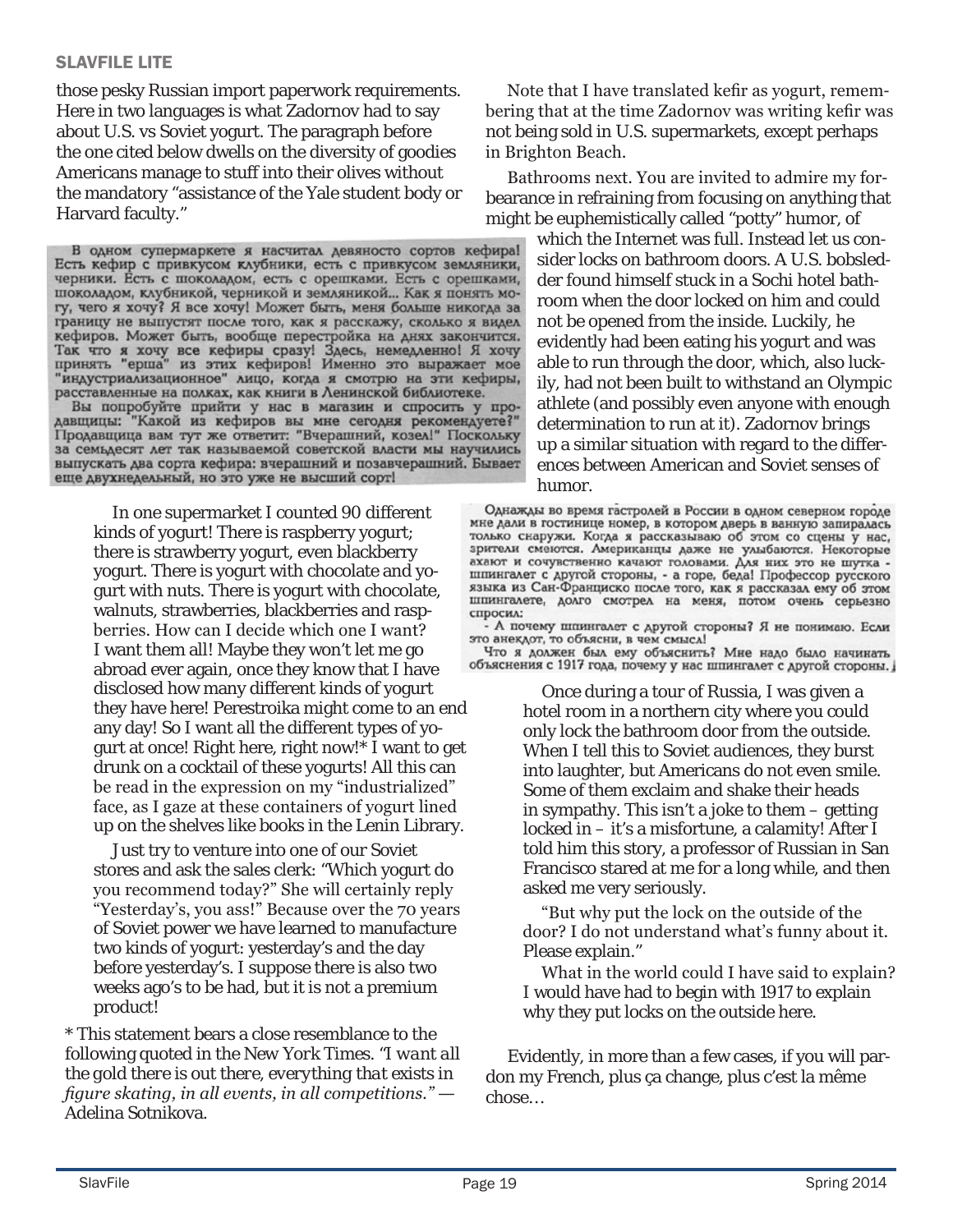those pesky Russian import paperwork requirements. Here in two languages is what Zadornov had to say about U.S. vs Soviet yogurt. The paragraph before the one cited below dwells on the diversity of goodies Americans manage to stuff into their olives without the mandatory "assistance of the Yale student body or Harvard faculty."

В одном супермаркете я насчитал девяносто сортов кефира! Есть кефир с привкусом клубники, есть с привкусом земляники, черники. Есть с шоколадом, есть с орешками. Есть с орешками, шоколадом, клубникой, черникой и земляникой... Как я понять могу, чего я хочу? Я все хочу! Может быть, меня больше никогда за границу не выпустят после того, как я расскажу, сколько я видел кефиров. Может быть, вообще перестройка на днях закончится. Так что я хочу все кефиры сразу! Здесь, немедленно! Я хочу принять "ерша" из этих кефиров! Именно это выражает мое "индустриализационное" лицо, когда я смотрю на эти кефиры, расставленные на полках, как книги в Ленинской библиотеке.

Вы попробуйте прийти у нас в магазин и спросить у продавщицы: "Какой из кефиров вы мне сегодня рекомендуете?" Продавщица вам тут же ответит: "Вчерашний, козел!" Поскольку за семьдесят лет так называемой советской власти мы научились выпускать два сорта кефира: вчерашний и позавчерашний. Бывает еще двухнедельный, но это уже не высший сорт!

In one supermarket I counted 90 different kinds of yogurt! There is raspberry yogurt; there is strawberry yogurt, even blackberry yogurt. There is yogurt with chocolate and yogurt with nuts. There is yogurt with chocolate, walnuts, strawberries, blackberries and raspberries. How can I decide which one I want? I want them all! Maybe they won't let me go abroad ever again, once they know that I have disclosed how many different kinds of yogurt they have here! Perestroika might come to an end any day! So I want all the different types of yogurt at once! Right here, right now!* I want to get drunk on a cocktail of these yogurts! All this can be read in the expression on my "industrialized" face, as I gaze at these containers of yogurt lined up on the shelves like books in the Lenin Library.

Just try to venture into one of our Soviet stores and ask the sales clerk: "Which yogurt do you recommend today?" She will certainly reply "Yesterday's, you ass!" Because over the 70 years of Soviet power we have learned to manufacture two kinds of yogurt: yesterday's and the day before yesterday's. I suppose there is also two weeks ago's to be had, but it is not a premium product!

* This statement bears a close resemblance to the following quoted in the New York Times. *"I want all the gold there is out there, everything that exists in figure skating, in all events, in all competitions."* — Adelina Sotnikova.

Note that I have translated kefir as yogurt, remembering that at the time Zadornov was writing kefir was not being sold in U.S. supermarkets, except perhaps in Brighton Beach.

Bathrooms next. You are invited to admire my forbearance in refraining from focusing on anything that might be euphemistically called "potty" humor, of which the Internet was full. Instead let us consider locks on bathroom doors. A U.S. bobsledder found himself stuck in a Sochi hotel bathroom when the door locked on him and could not be opened from the inside. Luckily, he evidently had been eating his yogurt and was able to run through the door, which, also luckily, had not been built to withstand an Olympic athlete (and possibly even anyone with enough determination to run at it). Zadornov brings up a similar situation with regard to the differences between American and Soviet senses of humor.

Однажды во время гастролей в России в одном северном городе мне дали в гостинице номер, в котором дверь в ванную запиралась только снаружи. Когда я рассказываю об этом со сцены у нас, зрители смеются. Американцы даже не улыбаются. Некоторые ахают и сочувственно качают головами. Для них это не шутка - шпингалет с другой стороны, - а горе, беда! Профессор русского языка из Сан-Франциско после того, как я рассказал ему об этом шпингалете, долго смотрел на меня, потом очень серьезно спросил:

- А почему шпингалет с другой стороны? Я не понимаю. Если это анекдот, то объясни, в чем смысл!

Что я должен был ему объяснить? Мне надо было начинать объяснения с 1917 года, почему у нас шпингалет с другой стороны.

Once during a tour of Russia, I was given a hotel room in a northern city where you could only lock the bathroom door from the outside. When I tell this to Soviet audiences, they burst into laughter, but Americans do not even smile. Some of them exclaim and shake their heads in sympathy. This isn't a joke to them – getting locked in – it's a misfortune, a calamity! After I told him this story, a professor of Russian in San Francisco stared at me for a long while, and then asked me very seriously.

"But why put the lock on the outside of the door? I do not understand what's funny about it. Please explain."

What in the world could I have said to explain? I would have had to begin with 1917 to explain why they put locks on the outside here.

Evidently, in more than a few cases, if you will pardon my French, plus ça change, plus c'est la même chose…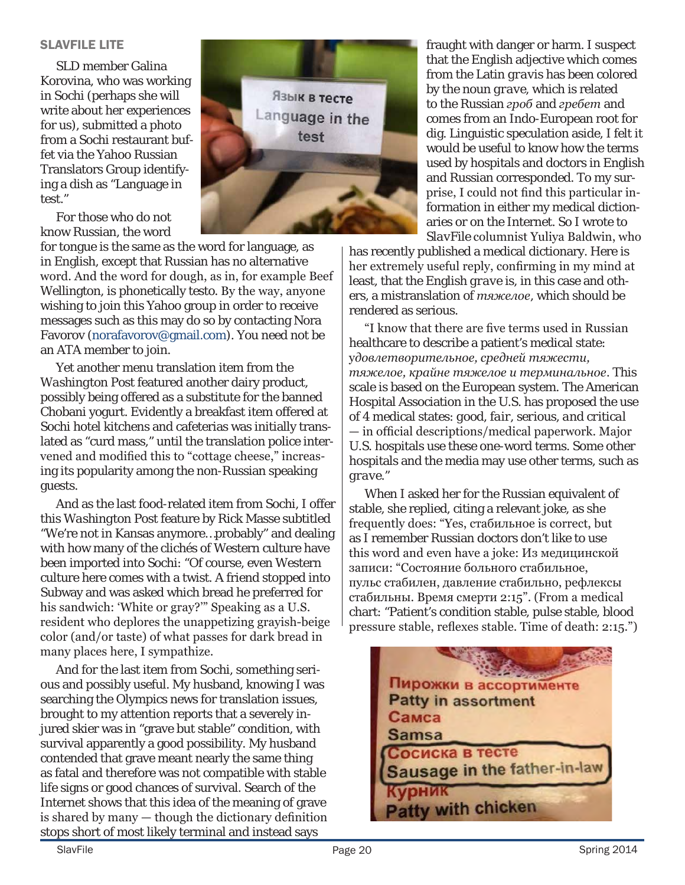### SLAVFILE LITE

SLD member Galina Korovina, who was working in Sochi (perhaps she will write about her experiences for us), submitted a photo from a Sochi restaurant buffet via the Yahoo Russian Translators Group identifying a dish as "Language in test."

For those who do not know Russian, the word for tongue is the same as the word for language, as in English, except that Russian has no alternative word. And the word for dough, as in, for example Beef Wellington, is phonetically testo. By the way, anyone wishing to join this Yahoo group in order to receive messages such as this may do so by contacting Nora Favorov (norafavorov@gmail.com). You need not be an ATA member to join.

Yet another menu translation item from the *Washington Post* featured another dairy product, possibly being offered as a substitute for the banned Chobani yogurt. Evidently a breakfast item offered at Sochi hotel kitchens and cafeterias was initially translated as "curd mass," until the translation police intervened and modified this to "cottage cheese," increasing its popularity among the non-Russian speaking guests.

And as the last food-related item from Sochi, I offer this *Washington Post* feature by Rick Masse subtitled "We're not in Kansas anymore…probably" and dealing with how many of the clichés of Western culture have been imported into Sochi: "Of course, even Western culture here comes with a twist. A friend stopped into Subway and was asked which bread he preferred for his sandwich: 'White or gray?'" Speaking as a U.S. resident who deplores the unappetizing grayish-beige color (and/or taste) of what passes for dark bread in many places here, I sympathize.

And for the last item from Sochi, something serious and possibly useful. My husband, knowing I was searching the Olympics news for translation issues, brought to my attention reports that a severely injured skier was in "grave but stable" condition, with survival apparently a good possibility. My husband contended that grave meant nearly the same thing as fatal and therefore was not compatible with stable life signs or good chances of survival. Search of the Internet shows that this idea of the meaning of grave is shared by many — though the dictionary definition stops short of most likely terminal and instead says fraught with danger or harm. I suspect that the English adjective which comes from the Latin *gravis* has been colored by the noun *grave*, which is related to the Russian *гроб* and *гребет* and comes from an Indo-European root for dig. Linguistic speculation aside, I felt it would be useful to know how the terms used by hospitals and doctors in English and Russian corresponded. To my surprise, I could not find this particular information in either my medical dictionaries or on the Internet. So I wrote to *SlavFile* columnist Yuliya Baldwin, who has recently published a medical dictionary. Here is her extremely useful reply, confirming in my mind at least, that the English *grave* is, in this case and others, a mistranslation of *тяжелое*, which should be rendered as serious.

"I know that there are five terms used in Russian healthcare to describe a patient's medical state: *удовлетворительное, средней тяжести, тяжелое, крайне тяжелое и терминальное*. This scale is based on the European system. The American Hospital Association in the U.S. has proposed the use of 4 medical states: *good, fair, serious, and critical* — in official descriptions/medical paperwork. Major U.S. hospitals use these one-word terms. Some other hospitals and the media may use other terms, such as *grave*."

When I asked her for the Russian equivalent of stable, she replied, citing a relevant joke, as she frequently does: "Yes, стабильное is correct, but as I remember Russian doctors don't like to use this word and even have a joke: Из медицинской записи: "Состояние больного стабильное, пульс стабилен, давление стабильно, рефлексы стабильны. Время смерти 2:15". (From a medical chart: "Patient's condition stable, pulse stable, blood pressure stable, reflexes stable. Time of death: 2:15.")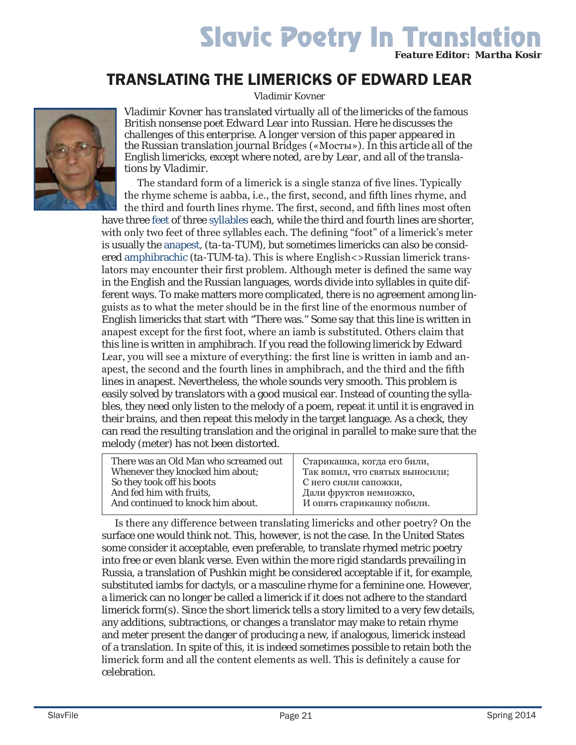# Slavic Poetry In Translation

**Feature Editor: Martha Kosir**

## TRANSLATING THE LIMERICKS OF EDWARD LEAR

Vladimir Kovner

*Vladimir Kovner has translated virtually all of the limericks of the famous British nonsense poet Edward Lear into Russian. Here he discusses the challenges of this enterprise. A longer version of this paper appeared in the Russian translation journal* Bridges (*«Мосты»*). *In this article all of the English limericks, except where noted, are by Lear, and all of the translations by Vladimir.*

The standard form of a limerick is a single stanza of five lines. Typically the rhyme scheme is aabba, i.e., the first, second, and fifth lines rhyme, and the third and fourth lines rhyme. The first, second, and fifth lines most often have three feet of three syllables each, while the third and fourth lines are shorter, with only two feet of three syllables each. The defining "foot" of a limerick's meter is usually the anapest, (ta-ta-TUM), but sometimes limericks can also be considered amphibrachic (ta-TUM-ta). This is where English<>Russian limerick translators may encounter their first problem. Although meter is defined the same way in the English and the Russian languages, words divide into syllables in quite different ways. To make matters more complicated, there is no agreement among linguists as to what the meter should be in the first line of the enormous number of English limericks that start with "There was." Some say that this line is written in anapest except for the first foot, where an iamb is substituted. Others claim that this line is written in amphibrach. If you read the following limerick by Edward Lear, you will see a mixture of everything: the first line is written in iamb and anapest, the second and the fourth lines in amphibrach, and the third and the fifth lines in anapest. Nevertheless, the whole sounds very smooth. This problem is easily solved by translators with a good musical ear. Instead of counting the syllables, they need only listen to the melody of a poem, repeat it until it is engraved in their brains, and then repeat this melody in the target language. As a check, they can read the resulting translation and the original in parallel to make sure that the melody (meter) has not been distorted.

| | |
|---|---|
| There was an Old Man who screamed out<br>Whenever they knocked him about;<br>So they took off his boots<br>And fed him with fruits,<br>And continued to knock him about. | Старикашка, когда его били,<br>Так вопил, что святых выносили;<br>С него сняли сапожки,<br>Дали фруктов немножко,<br>И опять старикашку побили. |

Is there any difference between translating limericks and other poetry? On the surface one would think not. This, however, is not the case. In the United States some consider it acceptable, even preferable, to translate rhymed metric poetry into free or even blank verse. Even within the more rigid standards prevailing in Russia, a translation of Pushkin might be considered acceptable if it, for example, substituted iambs for dactyls, or a masculine rhyme for a feminine one. However, a limerick can no longer be called a limerick if it does not adhere to the standard limerick form(s). Since the short limerick tells a story limited to a very few details, any additions, subtractions, or changes a translator may make to retain rhyme and meter present the danger of producing a new, if analogous, limerick instead of a translation. In spite of this, it is indeed sometimes possible to retain both the limerick form and all the content elements as well. This is definitely a cause for celebration.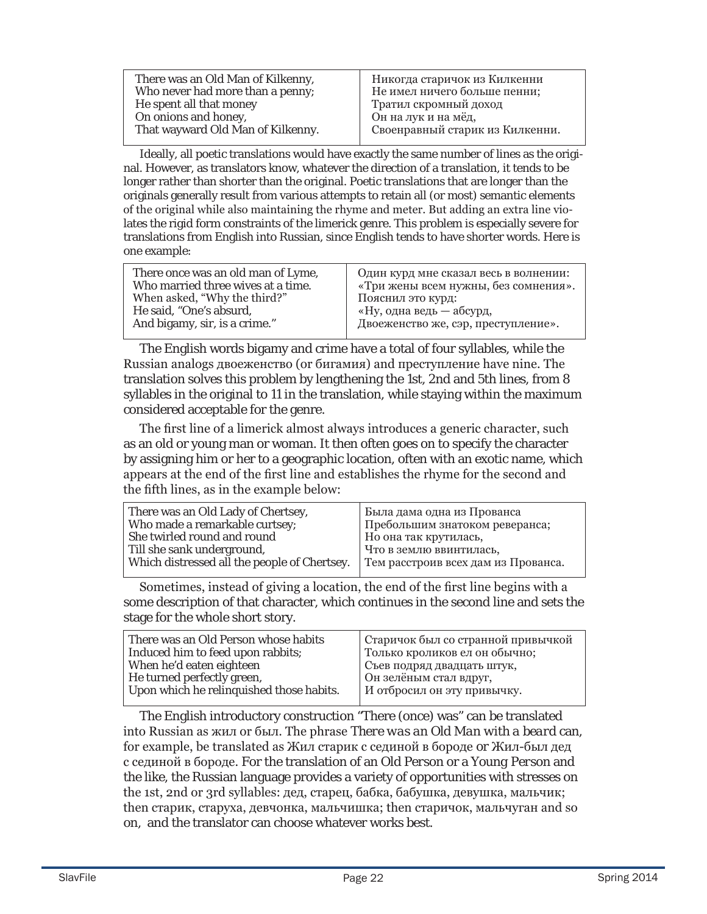| There was an Old Man of Kilkenny,<br>Who never had more than a penny;<br>He spent all that money<br>On onions and honey,<br>That wayward Old Man of Kilkenny. | Никогда старичок из Килкенни<br>Не имел ничего больше пенни;<br>Тратил скромный доход<br>Он на лук и на мёд,<br>Своенравный старик из Килкенни. |
|---|---|

Ideally, all poetic translations would have exactly the same number of lines as the original. However, as translators know, whatever the direction of a translation, it tends to be longer rather than shorter than the original. Poetic translations that are longer than the originals generally result from various attempts to retain all (or most) semantic elements of the original while also maintaining the rhyme and meter. But adding an extra line violates the rigid form constraints of the limerick genre. This problem is especially severe for translations from English into Russian, since English tends to have shorter words. Here is one example:

| There once was an old man of Lyme,<br>Who married three wives at a time.<br>When asked, "Why the third?"<br>He said, "One's absurd,<br>And bigamy, sir, is a crime." | Один курд мне сказал весь в волнении:<br>«Три жены всем нужны, без сомнения».<br>Пояснил это курд:<br>«Ну, одна ведь — абсурд,<br>Двоеженство же, сэр, преступление». |
|---|---|

The English words bigamy and crime have a total of four syllables, while the Russian analogs двоеженство (or бигамия) and преступление have nine. The translation solves this problem by lengthening the 1st, 2nd and 5th lines, from 8 syllables in the original to 11 in the translation, while staying within the maximum considered acceptable for the genre.

The first line of a limerick almost always introduces a generic character, such as an old or young man or woman. It then often goes on to specify the character by assigning him or her to a geographic location, often with an exotic name, which appears at the end of the first line and establishes the rhyme for the second and the fifth lines, as in the example below:

| There was an Old Lady of Chertsey,<br>Who made a remarkable curtsey;<br>She twirled round and round<br>Till she sank underground,<br>Which distressed all the people of Chertsey. | Была дама одна из Прованса<br>Пребольшим знатоком реверанса;<br>Но она так крутилась,<br>Что в землю ввинтилась,<br>Тем расстроив всех дам из Прованса. |
|---|---|

Sometimes, instead of giving a location, the end of the first line begins with a some description of that character, which continues in the second line and sets the stage for the whole short story.

| There was an Old Person whose habits<br>Induced him to feed upon rabbits;<br>When he'd eaten eighteen<br>He turned perfectly green,<br>Upon which he relinquished those habits. | Старичок был со странной привычкой<br>Только кроликов ел он обычно;<br>Съев подряд двадцать штук,<br>Он зелёным стал вдруг,<br>И отбросил он эту привычку. |
|---|---|

The English introductory construction "There (once) was" can be translated into Russian as жил or был. The phrase *There was an Old Man with a beard* can, for example, be translated as *Жил старик с сединой в бороде* or *Жил-был дед с сединой в бороде*. For the translation of an Old Person or a Young Person and the like, the Russian language provides a variety of opportunities with stresses on the 1st, 2nd or 3rd syllables: дед, старец, бабка, бабушка, девушка, мальчик; then старик, старуха, девчонка, мальчишка; then старичок, мальчуган and so on, and the translator can choose whatever works best.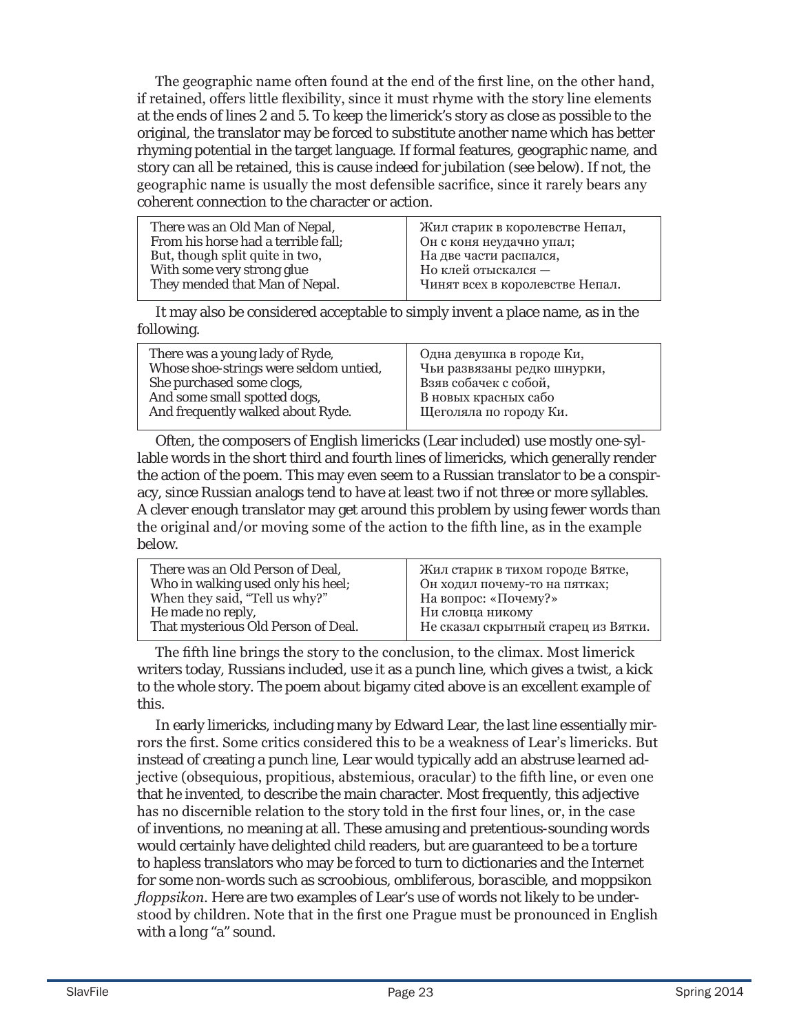The geographic name often found at the end of the first line, on the other hand, if retained, offers little flexibility, since it must rhyme with the story line elements at the ends of lines 2 and 5. To keep the limerick's story as close as possible to the original, the translator may be forced to substitute another name which has better rhyming potential in the target language. If formal features, geographic name, and story can all be retained, this is cause indeed for jubilation (see below). If not, the geographic name is usually the most defensible sacrifice, since it rarely bears any coherent connection to the character or action.

| | |
|---|---|
| There was an Old Man of Nepal,<br>From his horse had a terrible fall;<br>But, though split quite in two,<br>With some very strong glue<br>They mended that Man of Nepal. | Жил старик в королевстве Непал,<br>Он с коня неудачно упал;<br>На две части распался,<br>Но клей отыскался —<br>Чинят всех в королевстве Непал. |

It may also be considered acceptable to simply invent a place name, as in the following.

| | |
|---|---|
| There was a young lady of Ryde,<br>Whose shoe-strings were seldom untied,<br>She purchased some clogs,<br>And some small spotted dogs,<br>And frequently walked about Ryde. | Одна девушка в городе Ки,<br>Чьи развязаны редко шнурки,<br>Взяв собачек с собой,<br>В новых красных сабо<br>Щеголяла по городу Ки. |

Often, the composers of English limericks (Lear included) use mostly one-syllable words in the short third and fourth lines of limericks, which generally render the action of the poem. This may even seem to a Russian translator to be a conspiracy, since Russian analogs tend to have at least two if not three or more syllables. A clever enough translator may get around this problem by using fewer words than the original and/or moving some of the action to the fifth line, as in the example below.

| | |
|---|---|
| There was an Old Person of Deal,<br>Who in walking used only his heel;<br>When they said, "Tell us why?"<br>He made no reply,<br>That mysterious Old Person of Deal. | Жил старик в тихом городе Вятке,<br>Он ходил почему-то на пятках;<br>На вопрос: «Почему?»<br>Ни словца никому<br>Не сказал скрытный старец из Вятки. |

The fifth line brings the story to the conclusion, to the climax. Most limerick writers today, Russians included, use it as a punch line, which gives a twist, a kick to the whole story. The poem about bigamy cited above is an excellent example of this.

In early limericks, including many by Edward Lear, the last line essentially mirrors the first. Some critics considered this to be a weakness of Lear's limericks. But instead of creating a punch line, Lear would typically add an abstruse learned adjective (obsequious, propitious, abstemious, oracular) to the fifth line, or even one that he invented, to describe the main character. Most frequently, this adjective has no discernible relation to the story told in the first four lines, or, in the case of inventions, no meaning at all. These amusing and pretentious-sounding words would certainly have delighted child readers, but are guaranteed to be a torture to hapless translators who may be forced to turn to dictionaries and the Internet for some non-words such as *scroobious*, *ombliferous*, *borascible*, and *moppsikon floppsikon*. Here are two examples of Lear's use of words not likely to be understood by children. Note that in the first one Prague must be pronounced in English with a long "a" sound.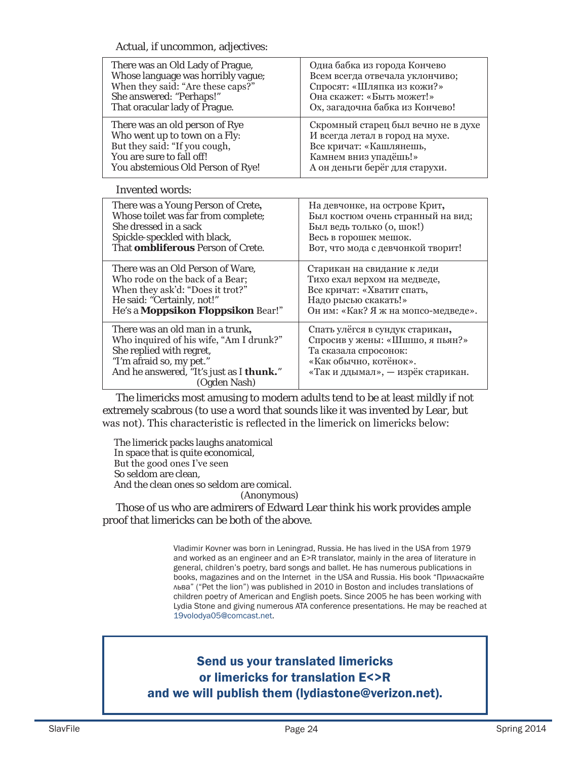Actual, if uncommon, adjectives:

| | |
|---|---|
| There was an Old Lady of Prague,<br>Whose language was horribly vague;<br>When they said: "Are these caps?"<br>She answered: "Perhaps!"<br>That oracular lady of Prague. | Одна бабка из города Кончево<br>Всем всегда отвечала уклончиво;<br>Спросят: «Шляпка из кожи?»<br>Она скажет: «Быть может!»<br>Ох, загадочна бабка из Кончево! |
| There was an old person of Rye<br>Who went up to town on a Fly:<br>But they said: "If you cough,<br>You are sure to fall off!<br>You abstemious Old Person of Rye! | Скромный старец был вечно не в духе<br>И всегда летал в город на мухе.<br>Все кричат: «Кашлянешь,<br>Камнем вниз упадёшь!»<br>А он деньги берёг для старухи. |

Invented words:

| | |
|---|---|
| There was a Young Person of Crete,<br>Whose toilet was far from complete;<br>She dressed in a sack<br>Spickle-speckled with black,<br>That **ombliferous** Person of Crete. | На девчонке, на острове Крит,<br>Был костюм очень странный на вид;<br>Был ведь только (о, шок!)<br>Весь в горошек мешок.<br>Вот, что мода с девчонкой творит! |
| There was an Old Person of Ware,<br>Who rode on the back of a Bear;<br>When they ask'd: "Does it trot?"<br>He said: "Certainly, not!"<br>He's a **Moppsikon Floppsikon** Bear!" | Старикан на свидание к леди<br>Тихо ехал верхом на медведе,<br>Все кричат: «Хватит спать,<br>Надо рысью скакать!»<br>Он им: «Как? Я ж на мопсо-медведе». |
| There was an old man in a trunk,<br>Who inquired of his wife, "Am I drunk?"<br>She replied with regret,<br>"I'm afraid so, my pet."<br>And he answered, "It's just as I **thunk.**"<br>(Ogden Nash) | Спать улёгся в сундук старикан,<br>Спросив у жены: «Шшшо, я пьян?»<br>Та сказала спросонок:<br>«Как обычно, котёнок».<br>«Так и ддымал», — изрёк старикан. |

The limericks most amusing to modern adults tend to be at least mildly if not extremely scabrous (to use a word that sounds like it was invented by Lear, but was not). This characteristic is reflected in the limerick on limericks below:

The limerick packs laughs anatomical
In space that is quite economical,
But the good ones I've seen
So seldom are clean,
And the clean ones so seldom are comical.
(Anonymous)

Those of us who are admirers of Edward Lear think his work provides ample proof that limericks can be both of the above.

Vladimir Kovner was born in Leningrad, Russia. He has lived in the USA from 1979 and worked as an engineer and an E>R translator, mainly in the area of literature in general, children's poetry, bard songs and ballet. He has numerous publications in books, magazines and on the Internet in the USA and Russia. His book "Приласкайте льва" ("Pet the lion") was published in 2010 in Boston and includes translations of children poetry of American and English poets. Since 2005 he has been working with Lydia Stone and giving numerous ATA conference presentations. He may be reached at 19volodya05@comcast.net.

**Send us your translated limericks or limericks for translation E<>R and we will publish them (lydiastone@verizon.net).**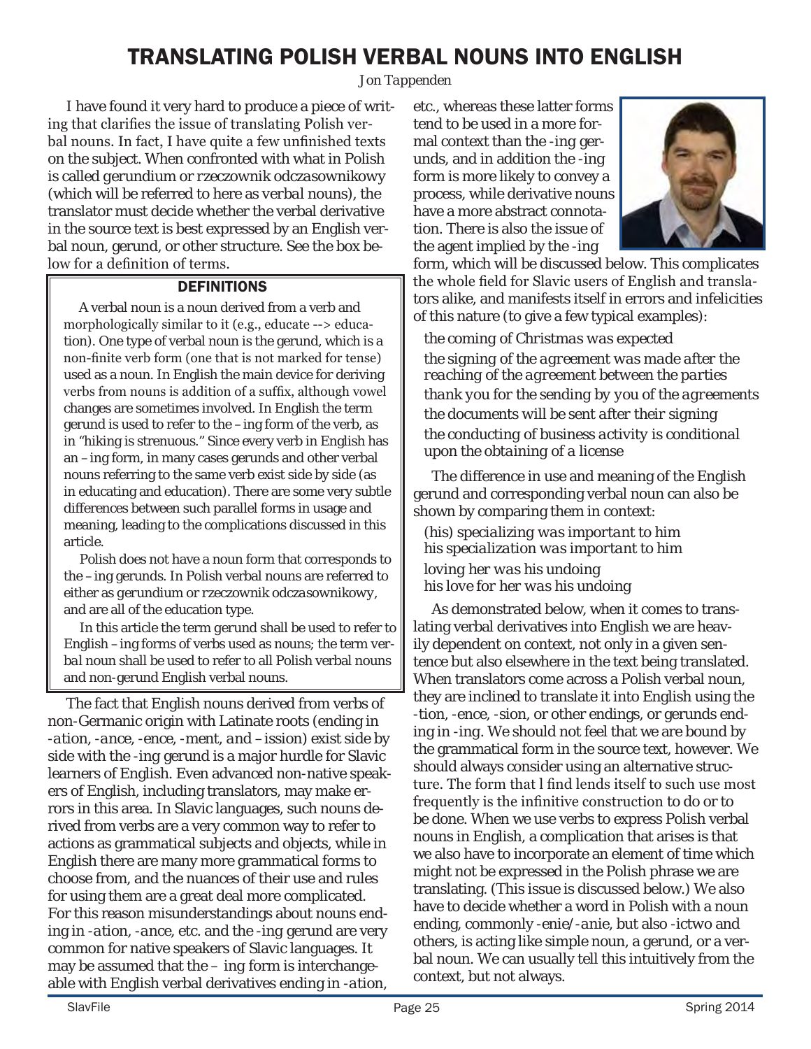# TRANSLATING POLISH VERBAL NOUNS INTO ENGLISH

*Jon Tappenden*

I have found it very hard to produce a piece of writing that clarifies the issue of translating Polish verbal nouns. In fact, I have quite a few unfinished texts on the subject. When confronted with what in Polish is called *gerundium* or *rzeczownik odczasownikowy* (which will be referred to here as *verbal nouns*), the translator must decide whether the verbal derivative in the source text is best expressed by an English verbal noun, gerund, or other structure. See the box below for a definition of terms.

> **DEFINITIONS**
>
> A verbal noun is a noun derived from a verb and morphologically similar to it (e.g., educate --> education). One type of verbal noun is the gerund, which is a non-finite verb form (one that is not marked for tense) used as a noun. In English the main device for deriving verbs from nouns is addition of a suffix, although vowel changes are sometimes involved. In English the term gerund is used to refer to the –ing form of the verb, as in "hiking is strenuous." Since every verb in English has an –ing form, in many cases gerunds and other verbal nouns referring to the same verb exist side by side (as in educating and education). There are some very subtle differences between such parallel forms in usage and meaning, leading to the complications discussed in this article.
>
> Polish does not have a noun form that corresponds to the –ing gerunds. In Polish verbal nouns are referred to either as *gerundium* or *rzeczownik odczasownikowy*, and are all of the education type.
>
> In this article the term *gerund* shall be used to refer to English –ing forms of verbs used as nouns; the term *verbal noun* shall be used to refer to all Polish verbal nouns and non-gerund English verbal nouns.

The fact that English nouns derived from verbs of non-Germanic origin with Latinate roots (ending in *-ation, -ance, -ence, -ment, and –ission*) exist side by side with the -ing gerund is a major hurdle for Slavic learners of English. Even advanced non-native speakers of English, including translators, may make errors in this area. In Slavic languages, such nouns derived from verbs are a very common way to refer to actions as grammatical subjects and objects, while in English there are many more grammatical forms to choose from, and the nuances of their use and rules for using them are a great deal more complicated. For this reason misunderstandings about nouns ending in *-ation, -ance*, etc. and the -ing gerund are very common for native speakers of Slavic languages. It may be assumed that the – ing form is interchangeable with English verbal derivatives ending in *-ation*, etc., whereas these latter forms tend to be used in a more formal context than the -ing gerunds, and in addition the -ing form is more likely to convey a process, while derivative nouns have a more abstract connotation. There is also the issue of the agent implied by the -ing form, which will be discussed below. This complicates the whole field for Slavic users of English and translators alike, and manifests itself in errors and infelicities of this nature (to give a few typical examples):

*the coming of Christmas was expected*
*the signing of the agreement was made after the reaching of the agreement between the parties*
*thank you for the sending by you of the agreements*
*the documents will be sent after their signing*
*the conducting of business activity is conditional upon the obtaining of a license*

The difference in use and meaning of the English gerund and corresponding verbal noun can also be shown by comparing them in context:

*(his) specializing was important to him*
*his specialization was important to him*
*loving her was his undoing*
*his love for her was his undoing*

As demonstrated below, when it comes to translating verbal derivatives into English we are heavily dependent on context, not only in a given sentence but also elsewhere in the text being translated. When translators come across a Polish verbal noun, they are inclined to translate it into English using the -tion, -ence, -sion, or other endings, or gerunds ending in -ing. We should not feel that we are bound by the grammatical form in the source text, however. We should always consider using an alternative structure. The form that I find lends itself to such use most frequently is the infinitive construction to do or to be done. When we use verbs to express Polish verbal nouns in English, a complication that arises is that we also have to incorporate an element of time which might not be expressed in the Polish phrase we are translating. (This issue is discussed below.) We also have to decide whether a word in Polish with a noun ending, commonly *-enie/-anie*, but also *-ictwo* and others, is acting like simple noun, a gerund, or a verbal noun. We can usually tell this intuitively from the context, but not always.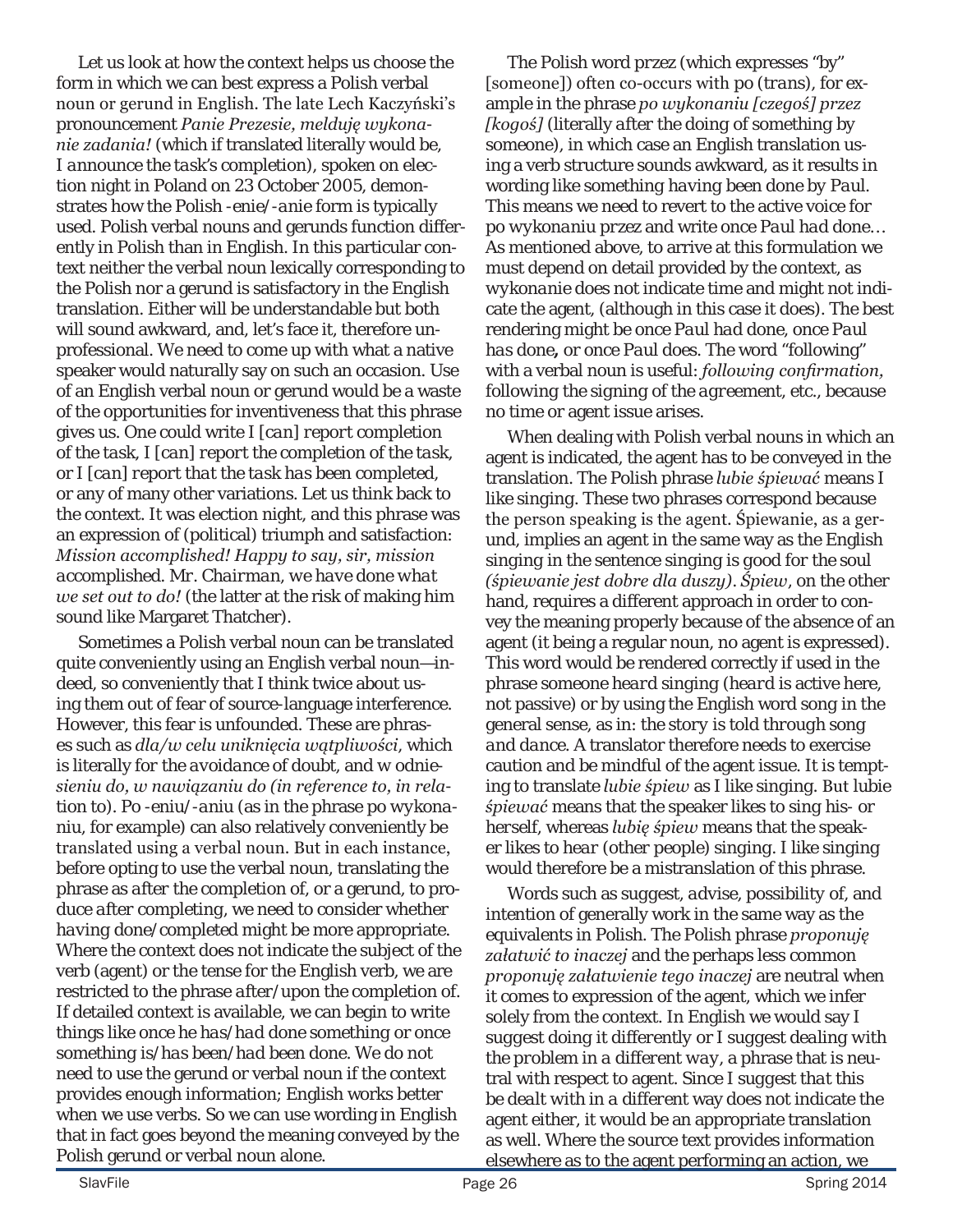Let us look at how the context helps us choose the form in which we can best express a Polish verbal noun or gerund in English. The late Lech Kaczyński's pronouncement *Panie Prezesie, melduję wykonanie zadania!* (which if translated literally would be, *I announce the task's completion*), spoken on election night in Poland on 23 October 2005, demonstrates how the Polish *-enie/-anie* form is typically used. Polish verbal nouns and gerunds function differently in Polish than in English. In this particular context neither the verbal noun lexically corresponding to the Polish nor a gerund is satisfactory in the English translation. Either will be understandable but both will sound awkward, and, let's face it, therefore unprofessional. We need to come up with what a native speaker would naturally say on such an occasion. Use of an English verbal noun or gerund would be a waste of the opportunities for inventiveness that this phrase gives us. One could write *I [can] report completion of the task*, *I [can] report the completion of the task*, or *I [can] report that the task has been completed*, or any of many other variations. Let us think back to the context. It was election night, and this phrase was an expression of (political) triumph and satisfaction: *Mission accomplished! Happy to say, sir, mission accomplished. Mr. Chairman, we have done what we set out to do!* (the latter at the risk of making him sound like Margaret Thatcher).

Sometimes a Polish verbal noun can be translated quite conveniently using an English verbal noun—indeed, so conveniently that I think twice about using them out of fear of source-language interference. However, this fear is unfounded. These are phrases such as *dla/w celu uniknięcia wątpliwości*, which is literally *for the avoidance of doubt*, and *w odniesieniu do, w nawiązaniu do (in reference to, in relation to)*. *Po -eniu/-aniu* (as in the phrase *po wykonaniu*, for example) can also relatively conveniently be translated using a verbal noun. But in each instance, before opting to use the verbal noun, translating the phrase as *after the completion of*, or a gerund, to produce *after completing*, we need to consider whether *having done/completed* might be more appropriate. Where the context does not indicate the subject of the verb (agent) or the tense for the English verb, we are restricted to the phrase *after/upon the completion of*. If detailed context is available, we can begin to write things like *once he has/had done something* or *once something is/has been/had been done*. We do not need to use the gerund or verbal noun if the context provides enough information; English works better when we use verbs. So we can use wording in English that in fact goes beyond the meaning conveyed by the Polish gerund or verbal noun alone.

The Polish word *przez* (which expresses "by" [someone]) often co-occurs with *po* (*trans*), for example in the phrase *po wykonaniu [czegoś] przez [kogoś]* (literally *after the doing of something by someone*), in which case an English translation using a verb structure sounds awkward, as it results in wording like *something having been done by Paul*. This means we need to revert to the active voice for *po wykonaniu przez* and write *once Paul had done*… As mentioned above, to arrive at this formulation we must depend on detail provided by the context, as *wykonanie* does not indicate time and might not indicate the agent, (although in this case it does). The best rendering might be *once Paul had done*, *once Paul has done*, or *once Paul does*. The word "following" with a verbal noun is useful: *following confirmation*, *following the signing of the agreement*, etc., because no time or agent issue arises.

When dealing with Polish verbal nouns in which an agent is indicated, the agent has to be conveyed in the translation. The Polish phrase *lubie śpiewać* means *I like singing*. These two phrases correspond because the person speaking is the agent. *Śpiewanie*, as a gerund, implies an agent in the same way as the English *singing* in the sentence *singing is good for the soul (śpiewanie jest dobre dla duszy)*. *Śpiew*, on the other hand, requires a different approach in order to convey the meaning properly because of the absence of an agent (it being a regular noun, no agent is expressed). This word would be rendered correctly if used in the phrase *someone heard singing* (*heard* is active here, not passive) or by using the English word *song* in the general sense, as in: *the story is told through song and dance*. A translator therefore needs to exercise caution and be mindful of the agent issue. It is tempting to translate *lubie śpiew* as *I like singing*. But *lubie śpiewać* means that the speaker likes to sing his- or herself, whereas *lubię śpiew* means that the speaker likes to *hear* (other people) singing. *I like singing* would therefore be a mistranslation of this phrase.

Words such as *suggest*, *advise*, *possibility of*, and *intention of* generally work in the same way as the equivalents in Polish. The Polish phrase *proponuję załatwić to inaczej* and the perhaps less common *proponuję załatwienie tego inaczej* are neutral when it comes to expression of the agent, which we infer solely from the context. In English we would say *I suggest doing it differently* or *I suggest dealing with the problem in a different way*, a phrase that is neutral with respect to agent. Since *I suggest that this be dealt with in a different way* does not indicate the agent either, it would be an appropriate translation as well. Where the source text provides information elsewhere as to the agent performing an action, we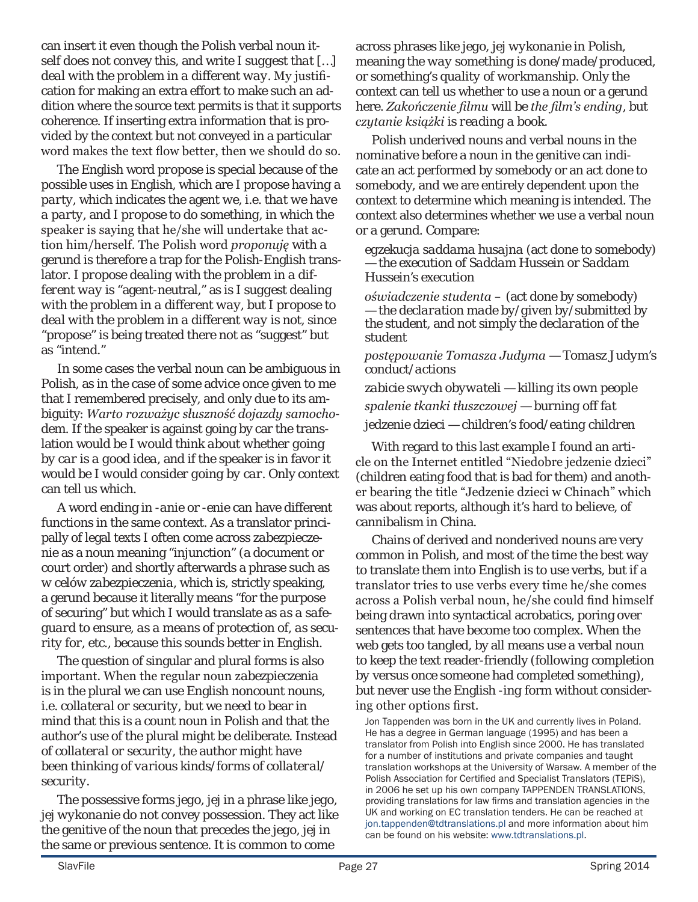can insert it even though the Polish verbal noun itself does not convey this, and write *I suggest that [...] deal with the problem in a different way.* My justification for making an extra effort to make such an addition where the source text permits is that it supports coherence. If inserting extra information that is provided by the context but not conveyed in a particular word makes the text flow better, then we should do so.

The English word *propose* is special because of the possible uses in English, which are *I propose having a party*, which indicates the agent *we*, i.e. *that we have a party*, and *I propose to do something*, in which the speaker is saying that he/she will undertake that action him/herself. The Polish word *proponuję* with a gerund is therefore a trap for the Polish-English translator. *I propose dealing with the problem in a different way* is "agent-neutral," as is *I suggest dealing with the problem in a different way*, but *I propose to deal with the problem in a different way* is not, since "propose" is being treated there not as "suggest" but as "intend."

In some cases the verbal noun can be ambiguous in Polish, as in the case of some advice once given to me that I remembered precisely, and only due to its ambiguity: *Warto rozważyc słuszność dojazdy samochodem.* If the speaker is against going by car the translation would be *I would think about whether going by car is a good idea*, and if the speaker is in favor it would be *I would consider going by car*. Only context can tell us which.

A word ending in *-anie* or *-enie* can have different functions in the same context. As a translator principally of legal texts I often come across *zabezpieczenie* as a noun meaning "injunction" (a document or court order) and shortly afterwards a phrase such as *w celów zabezpieczenia*, which is, strictly speaking, a gerund because it literally means "for the purpose of securing" but which I would translate as *as a safeguard to ensure*, *as a means of protection of*, *as security for*, etc., because this sounds better in English.

The question of singular and plural forms is also important. When the regular noun *zabezpieczenia* is in the plural we can use English noncount nouns, i.e. *collateral* or *security*, but we need to bear in mind that this is a count noun in Polish and that the author's use of the plural might be deliberate. Instead of *collateral* or *security*, the author might have been thinking of *various kinds/forms of collateral/security*.

The possessive forms *jego, jej* in a phrase like *jego, jej wykonanie* do not convey possession. They act like the genitive of the noun that precedes the *jego, jej* in the same or previous sentence. It is common to come across phrases like *jego, jej wykonanie* in Polish, meaning *the way something is done/made/produced*, or *something's quality of workmanship*. Only the context can tell us whether to use a noun or a gerund here. *Zakończenie filmu* will be *the film's ending*, but *czytanie książki* is *reading a book*.

Polish underived nouns and verbal nouns in the nominative before a noun in the genitive can indicate an act performed by somebody or an act done to somebody, and we are entirely dependent upon the context to determine which meaning is intended. The context also determines whether we use a verbal noun or a gerund. Compare:

*egzekucja saddama husajna* (act done to somebody) — *the execution of Saddam Hussein* or *Saddam Hussein's execution*

*oświadczenie studenta* – (act done by somebody) — *the declaration made by/given by/submitted by the student*, and not simply *the declaration of the student*

*postępowanie Tomasza Judyma* — *Tomasz Judym's conduct/actions*

*zabicie swych obywateli* — *killing its own people*

*spalenie tkanki tłuszczowej* — *burning off fat*

*jedzenie dzieci* — *children's food/eating children*

With regard to this last example I found an article on the Internet entitled "Niedobre jedzenie dzieci" (children eating food that is bad for them) and another bearing the title "Jedzenie dzieci w Chinach" which was about reports, although it's hard to believe, of cannibalism in China.

Chains of derived and nonderived nouns are very common in Polish, and most of the time the best way to translate them into English is to use verbs, but if a translator tries to use verbs every time he/she comes across a Polish verbal noun, he/she could find himself being drawn into syntactical acrobatics, poring over sentences that have become too complex. When the web gets too tangled, by all means use a verbal noun to keep the text reader-friendly (*following completion* by versus *once someone had completed something*), but never use the English -ing form without considering other options first.

Jon Tappenden was born in the UK and currently lives in Poland. He has a degree in German language (1995) and has been a translator from Polish into English since 2000. He has translated for a number of institutions and private companies and taught translation workshops at the University of Warsaw. A member of the Polish Association for Certified and Specialist Translators (TEPiS), in 2006 he set up his own company TAPPENDEN TRANSLATIONS, providing translations for law firms and translation agencies in the UK and working on EC translation tenders. He can be reached at jon.tappenden@tdtranslations.pl and more information about him can be found on his website: www.tdtranslations.pl.